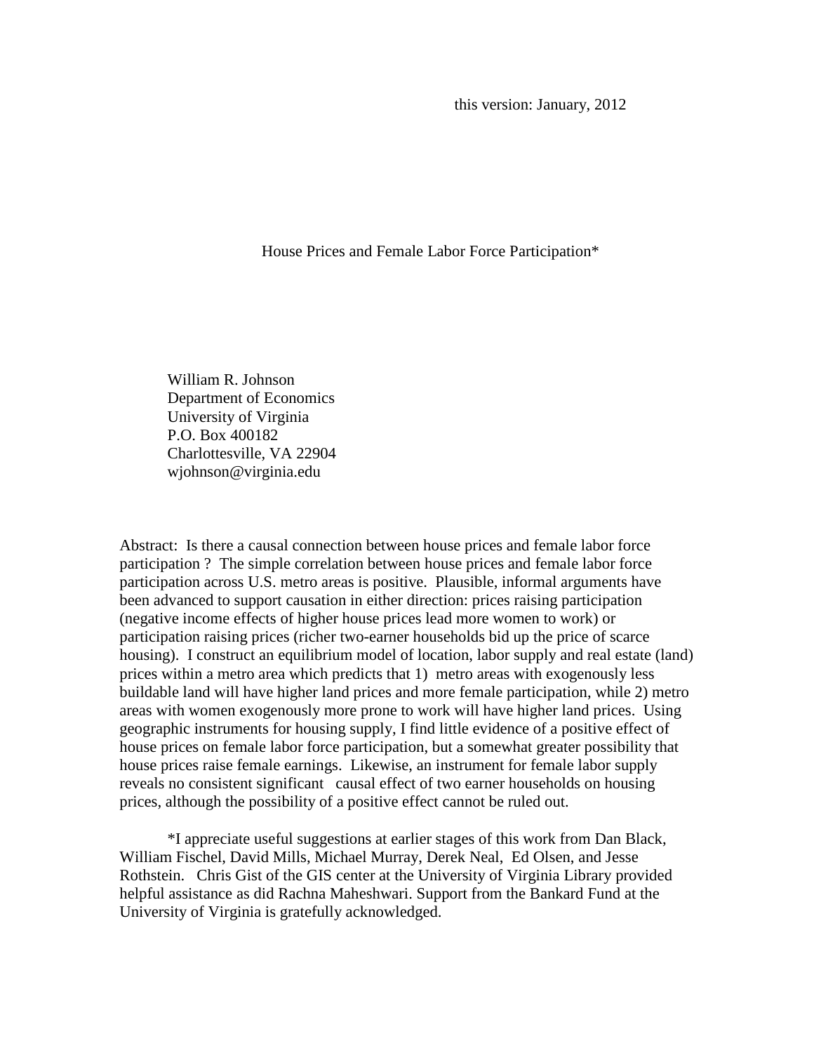this version: January, 2012

# House Prices and Female Labor Force Participation*

William R. Johnson
Department of Economics
University of Virginia
P.O. Box 400182
Charlottesville, VA 22904
wjohnson@virginia.edu

Abstract: Is there a causal connection between house prices and female labor force participation ? The simple correlation between house prices and female labor force participation across U.S. metro areas is positive. Plausible, informal arguments have been advanced to support causation in either direction: prices raising participation (negative income effects of higher house prices lead more women to work) or participation raising prices (richer two-earner households bid up the price of scarce housing). I construct an equilibrium model of location, labor supply and real estate (land) prices within a metro area which predicts that 1) metro areas with exogenously less buildable land will have higher land prices and more female participation, while 2) metro areas with women exogenously more prone to work will have higher land prices. Using geographic instruments for housing supply, I find little evidence of a positive effect of house prices on female labor force participation, but a somewhat greater possibility that house prices raise female earnings. Likewise, an instrument for female labor supply reveals no consistent significant causal effect of two earner households on housing prices, although the possibility of a positive effect cannot be ruled out.

*I appreciate useful suggestions at earlier stages of this work from Dan Black, William Fischel, David Mills, Michael Murray, Derek Neal, Ed Olsen, and Jesse Rothstein. Chris Gist of the GIS center at the University of Virginia Library provided helpful assistance as did Rachna Maheshwari. Support from the Bankard Fund at the University of Virginia is gratefully acknowledged.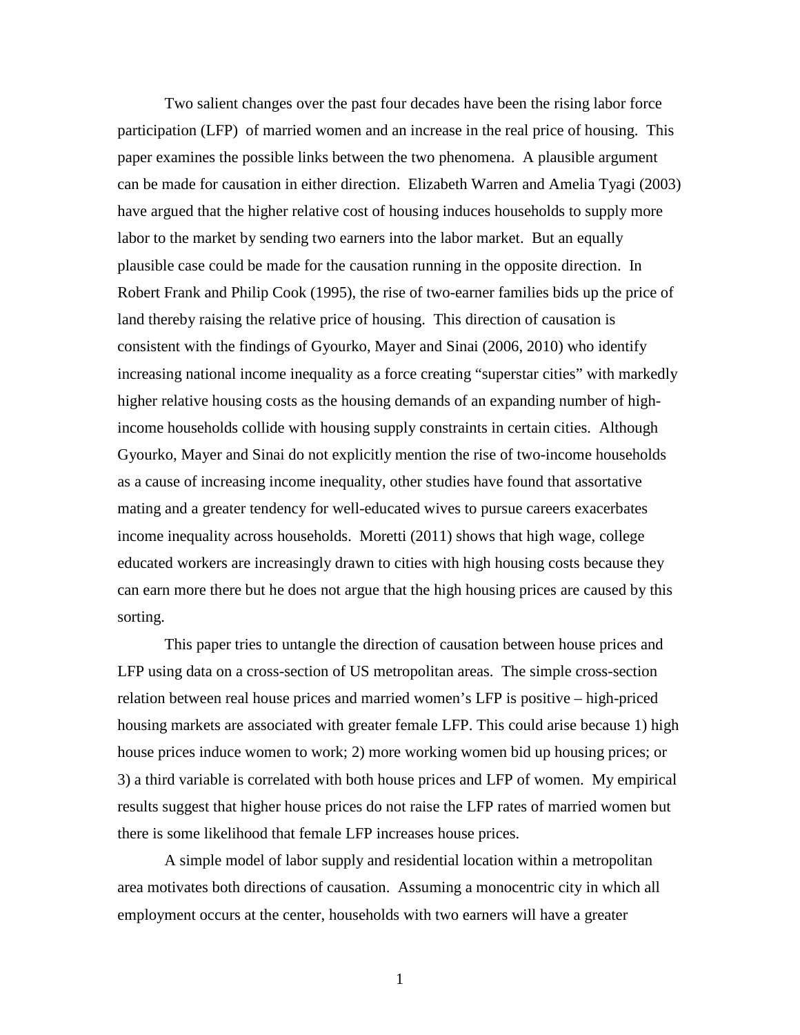Two salient changes over the past four decades have been the rising labor force participation (LFP) of married women and an increase in the real price of housing. This paper examines the possible links between the two phenomena. A plausible argument can be made for causation in either direction. Elizabeth Warren and Amelia Tyagi (2003) have argued that the higher relative cost of housing induces households to supply more labor to the market by sending two earners into the labor market. But an equally plausible case could be made for the causation running in the opposite direction. In Robert Frank and Philip Cook (1995), the rise of two-earner families bids up the price of land thereby raising the relative price of housing. This direction of causation is consistent with the findings of Gyourko, Mayer and Sinai (2006, 2010) who identify increasing national income inequality as a force creating "superstar cities" with markedly higher relative housing costs as the housing demands of an expanding number of high-income households collide with housing supply constraints in certain cities. Although Gyourko, Mayer and Sinai do not explicitly mention the rise of two-income households as a cause of increasing income inequality, other studies have found that assortative mating and a greater tendency for well-educated wives to pursue careers exacerbates income inequality across households. Moretti (2011) shows that high wage, college educated workers are increasingly drawn to cities with high housing costs because they can earn more there but he does not argue that the high housing prices are caused by this sorting.

This paper tries to untangle the direction of causation between house prices and LFP using data on a cross-section of US metropolitan areas. The simple cross-section relation between real house prices and married women's LFP is positive – high-priced housing markets are associated with greater female LFP. This could arise because 1) high house prices induce women to work; 2) more working women bid up housing prices; or 3) a third variable is correlated with both house prices and LFP of women. My empirical results suggest that higher house prices do not raise the LFP rates of married women but there is some likelihood that female LFP increases house prices.

A simple model of labor supply and residential location within a metropolitan area motivates both directions of causation. Assuming a monocentric city in which all employment occurs at the center, households with two earners will have a greater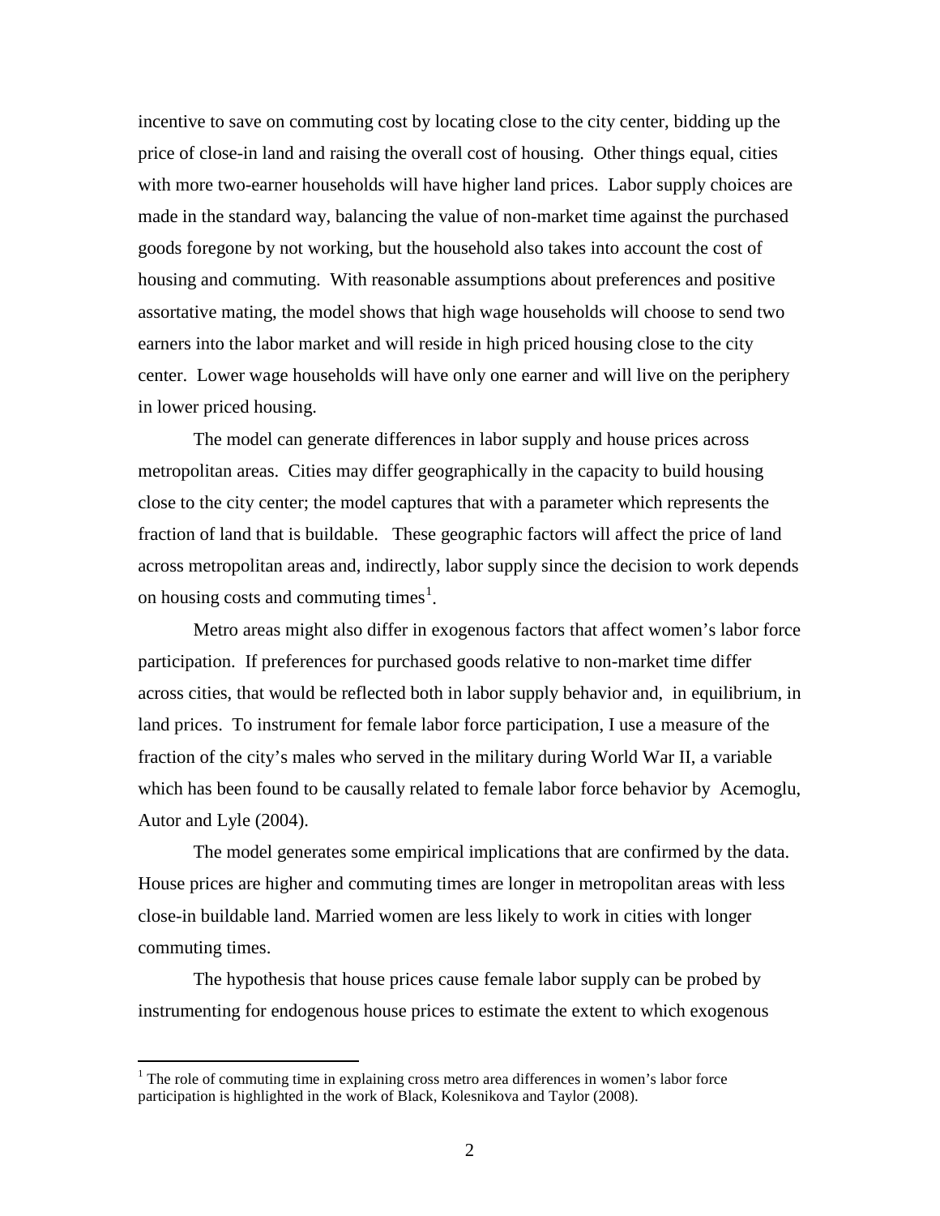incentive to save on commuting cost by locating close to the city center, bidding up the price of close-in land and raising the overall cost of housing. Other things equal, cities with more two-earner households will have higher land prices. Labor supply choices are made in the standard way, balancing the value of non-market time against the purchased goods foregone by not working, but the household also takes into account the cost of housing and commuting. With reasonable assumptions about preferences and positive assortative mating, the model shows that high wage households will choose to send two earners into the labor market and will reside in high priced housing close to the city center. Lower wage households will have only one earner and will live on the periphery in lower priced housing.

The model can generate differences in labor supply and house prices across metropolitan areas. Cities may differ geographically in the capacity to build housing close to the city center; the model captures that with a parameter which represents the fraction of land that is buildable. These geographic factors will affect the price of land across metropolitan areas and, indirectly, labor supply since the decision to work depends on housing costs and commuting times[1].

Metro areas might also differ in exogenous factors that affect women's labor force participation. If preferences for purchased goods relative to non-market time differ across cities, that would be reflected both in labor supply behavior and, in equilibrium, in land prices. To instrument for female labor force participation, I use a measure of the fraction of the city's males who served in the military during World War II, a variable which has been found to be causally related to female labor force behavior by Acemoglu, Autor and Lyle (2004).

The model generates some empirical implications that are confirmed by the data. House prices are higher and commuting times are longer in metropolitan areas with less close-in buildable land. Married women are less likely to work in cities with longer commuting times.

The hypothesis that house prices cause female labor supply can be probed by instrumenting for endogenous house prices to estimate the extent to which exogenous

[1] The role of commuting time in explaining cross metro area differences in women's labor force participation is highlighted in the work of Black, Kolesnikova and Taylor (2008).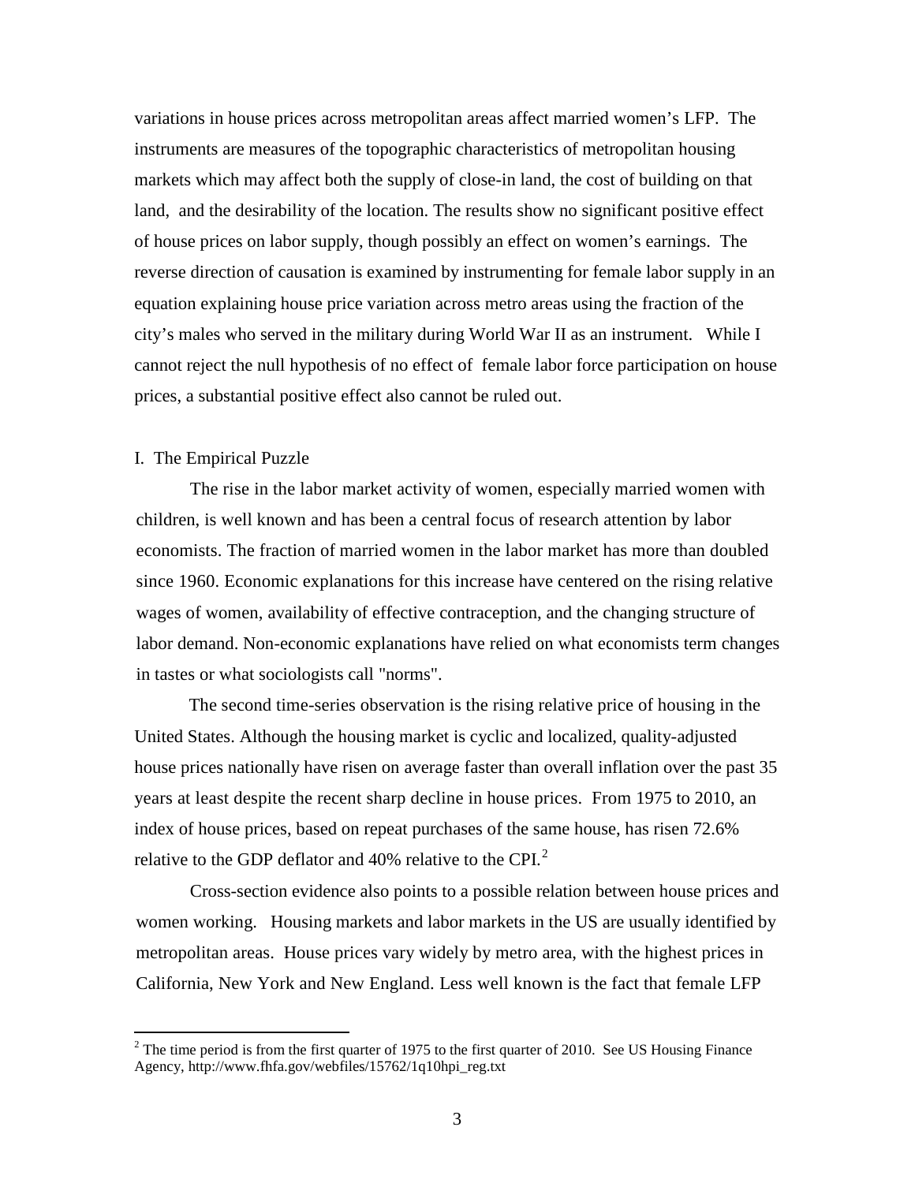variations in house prices across metropolitan areas affect married women's LFP. The instruments are measures of the topographic characteristics of metropolitan housing markets which may affect both the supply of close-in land, the cost of building on that land, and the desirability of the location. The results show no significant positive effect of house prices on labor supply, though possibly an effect on women's earnings. The reverse direction of causation is examined by instrumenting for female labor supply in an equation explaining house price variation across metro areas using the fraction of the city's males who served in the military during World War II as an instrument. While I cannot reject the null hypothesis of no effect of female labor force participation on house prices, a substantial positive effect also cannot be ruled out.

## I. The Empirical Puzzle

The rise in the labor market activity of women, especially married women with children, is well known and has been a central focus of research attention by labor economists. The fraction of married women in the labor market has more than doubled since 1960. Economic explanations for this increase have centered on the rising relative wages of women, availability of effective contraception, and the changing structure of labor demand. Non-economic explanations have relied on what economists term changes in tastes or what sociologists call "norms".

The second time-series observation is the rising relative price of housing in the United States. Although the housing market is cyclic and localized, quality-adjusted house prices nationally have risen on average faster than overall inflation over the past 35 years at least despite the recent sharp decline in house prices. From 1975 to 2010, an index of house prices, based on repeat purchases of the same house, has risen 72.6% relative to the GDP deflator and 40% relative to the CPI.[2]

Cross-section evidence also points to a possible relation between house prices and women working. Housing markets and labor markets in the US are usually identified by metropolitan areas. House prices vary widely by metro area, with the highest prices in California, New York and New England. Less well known is the fact that female LFP

[2] The time period is from the first quarter of 1975 to the first quarter of 2010. See US Housing Finance Agency, http://www.fhfa.gov/webfiles/15762/1q10hpi_reg.txt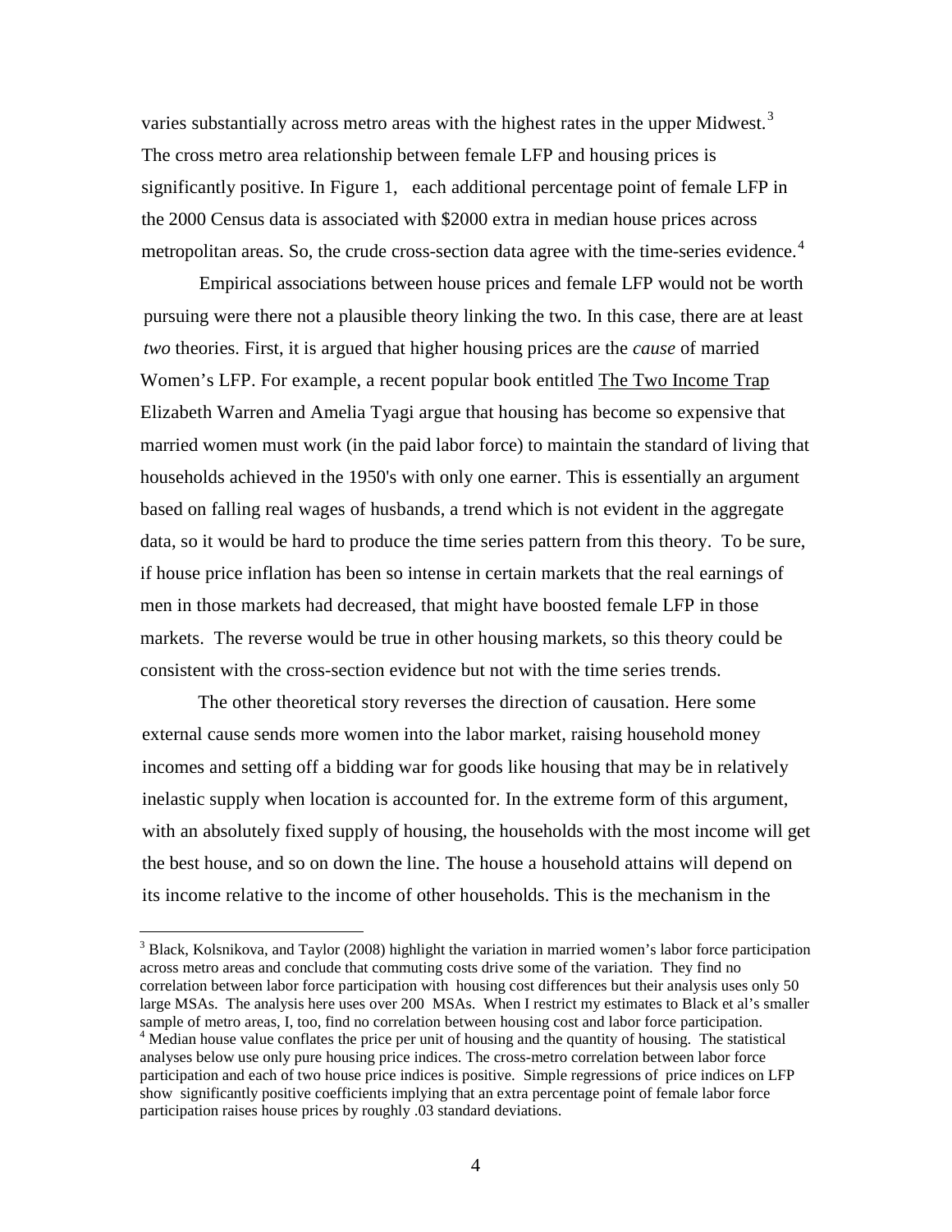varies substantially across metro areas with the highest rates in the upper Midwest.[3] The cross metro area relationship between female LFP and housing prices is significantly positive. In Figure 1, each additional percentage point of female LFP in the 2000 Census data is associated with $2000 extra in median house prices across metropolitan areas. So, the crude cross-section data agree with the time-series evidence.[4]

Empirical associations between house prices and female LFP would not be worth pursuing were there not a plausible theory linking the two. In this case, there are at least *two* theories. First, it is argued that higher housing prices are the *cause* of married Women's LFP. For example, a recent popular book entitled The Two Income Trap Elizabeth Warren and Amelia Tyagi argue that housing has become so expensive that married women must work (in the paid labor force) to maintain the standard of living that households achieved in the 1950's with only one earner. This is essentially an argument based on falling real wages of husbands, a trend which is not evident in the aggregate data, so it would be hard to produce the time series pattern from this theory. To be sure, if house price inflation has been so intense in certain markets that the real earnings of men in those markets had decreased, that might have boosted female LFP in those markets. The reverse would be true in other housing markets, so this theory could be consistent with the cross-section evidence but not with the time series trends.

The other theoretical story reverses the direction of causation. Here some external cause sends more women into the labor market, raising household money incomes and setting off a bidding war for goods like housing that may be in relatively inelastic supply when location is accounted for. In the extreme form of this argument, with an absolutely fixed supply of housing, the households with the most income will get the best house, and so on down the line. The house a household attains will depend on its income relative to the income of other households. This is the mechanism in the

---

[3] Black, Kolsnikova, and Taylor (2008) highlight the variation in married women's labor force participation across metro areas and conclude that commuting costs drive some of the variation. They find no correlation between labor force participation with housing cost differences but their analysis uses only 50 large MSAs. The analysis here uses over 200 MSAs. When I restrict my estimates to Black et al's smaller sample of metro areas, I, too, find no correlation between housing cost and labor force participation.

[4] Median house value conflates the price per unit of housing and the quantity of housing. The statistical analyses below use only pure housing price indices. The cross-metro correlation between labor force participation and each of two house price indices is positive. Simple regressions of price indices on LFP show significantly positive coefficients implying that an extra percentage point of female labor force participation raises house prices by roughly .03 standard deviations.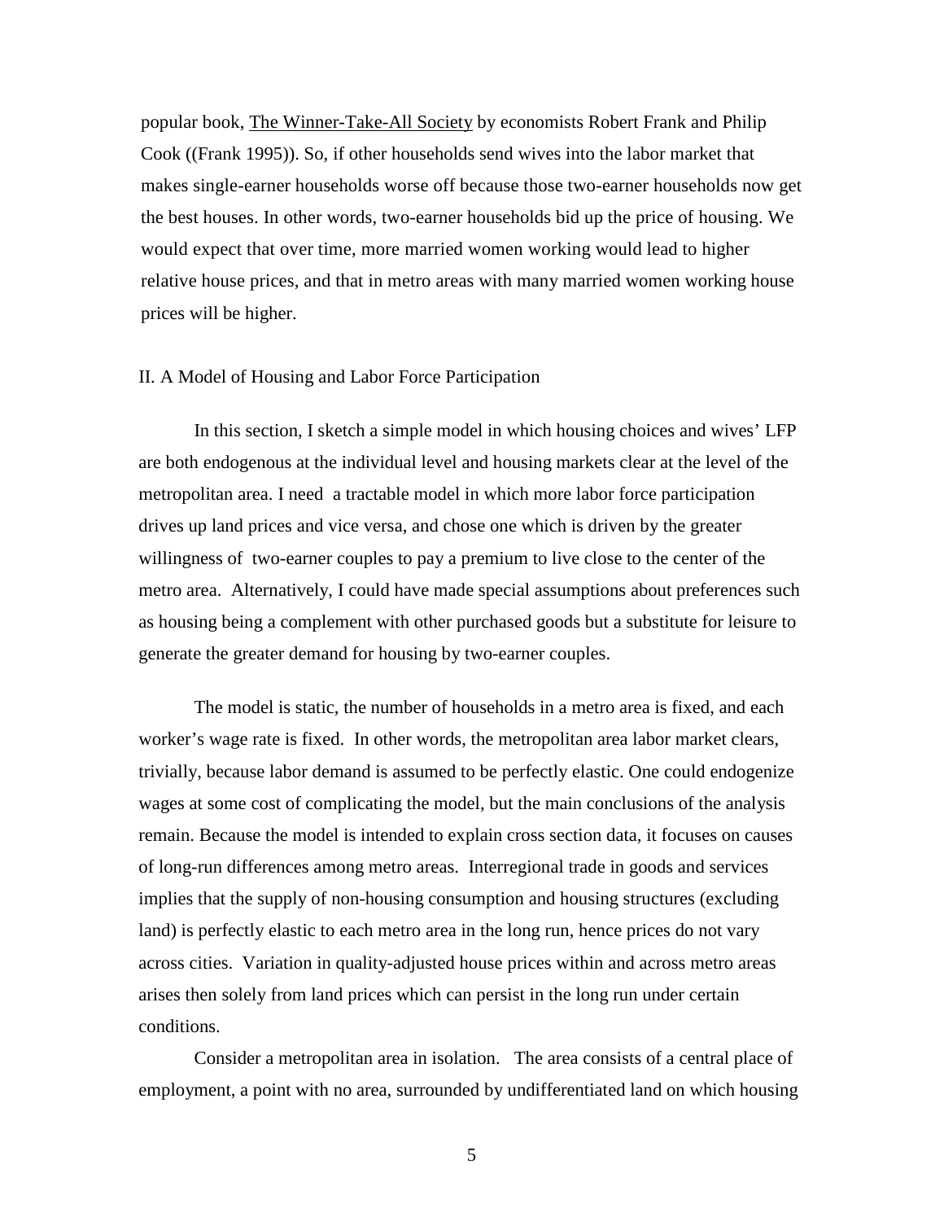popular book, The Winner-Take-All Society by economists Robert Frank and Philip Cook ((Frank 1995)). So, if other households send wives into the labor market that makes single-earner households worse off because those two-earner households now get the best houses. In other words, two-earner households bid up the price of housing. We would expect that over time, more married women working would lead to higher relative house prices, and that in metro areas with many married women working house prices will be higher.

## II. A Model of Housing and Labor Force Participation

In this section, I sketch a simple model in which housing choices and wives' LFP are both endogenous at the individual level and housing markets clear at the level of the metropolitan area. I need a tractable model in which more labor force participation drives up land prices and vice versa, and chose one which is driven by the greater willingness of two-earner couples to pay a premium to live close to the center of the metro area. Alternatively, I could have made special assumptions about preferences such as housing being a complement with other purchased goods but a substitute for leisure to generate the greater demand for housing by two-earner couples.

The model is static, the number of households in a metro area is fixed, and each worker's wage rate is fixed. In other words, the metropolitan area labor market clears, trivially, because labor demand is assumed to be perfectly elastic. One could endogenize wages at some cost of complicating the model, but the main conclusions of the analysis remain. Because the model is intended to explain cross section data, it focuses on causes of long-run differences among metro areas. Interregional trade in goods and services implies that the supply of non-housing consumption and housing structures (excluding land) is perfectly elastic to each metro area in the long run, hence prices do not vary across cities. Variation in quality-adjusted house prices within and across metro areas arises then solely from land prices which can persist in the long run under certain conditions.

Consider a metropolitan area in isolation. The area consists of a central place of employment, a point with no area, surrounded by undifferentiated land on which housing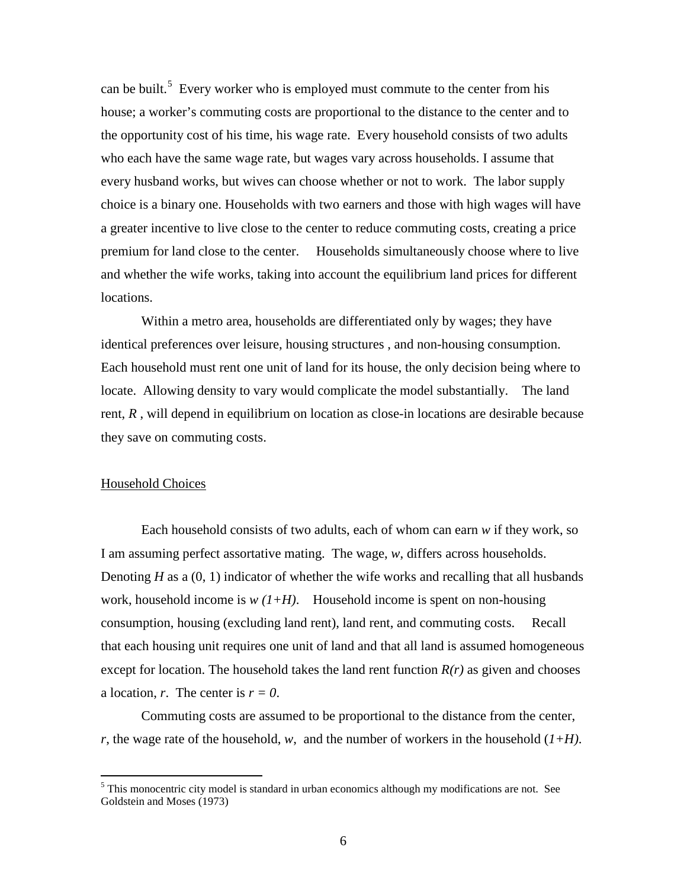can be built.[5] Every worker who is employed must commute to the center from his house; a worker's commuting costs are proportional to the distance to the center and to the opportunity cost of his time, his wage rate. Every household consists of two adults who each have the same wage rate, but wages vary across households. I assume that every husband works, but wives can choose whether or not to work. The labor supply choice is a binary one. Households with two earners and those with high wages will have a greater incentive to live close to the center to reduce commuting costs, creating a price premium for land close to the center. Households simultaneously choose where to live and whether the wife works, taking into account the equilibrium land prices for different locations.

Within a metro area, households are differentiated only by wages; they have identical preferences over leisure, housing structures , and non-housing consumption. Each household must rent one unit of land for its house, the only decision being where to locate. Allowing density to vary would complicate the model substantially. The land rent, $R$ , will depend in equilibrium on location as close-in locations are desirable because they save on commuting costs.

<u>Household Choices</u>

Each household consists of two adults, each of whom can earn $w$ if they work, so I am assuming perfect assortative mating. The wage, $w$, differs across households. Denoting $H$ as a (0, 1) indicator of whether the wife works and recalling that all husbands work, household income is $w\,(1+H)$. Household income is spent on non-housing consumption, housing (excluding land rent), land rent, and commuting costs. Recall that each housing unit requires one unit of land and that all land is assumed homogeneous except for location. The household takes the land rent function $R(r)$ as given and chooses a location, $r$. The center is $r = 0$.

Commuting costs are assumed to be proportional to the distance from the center, $r$, the wage rate of the household, $w$, and the number of workers in the household ($1+H$).

[5] This monocentric city model is standard in urban economics although my modifications are not. See Goldstein and Moses (1973)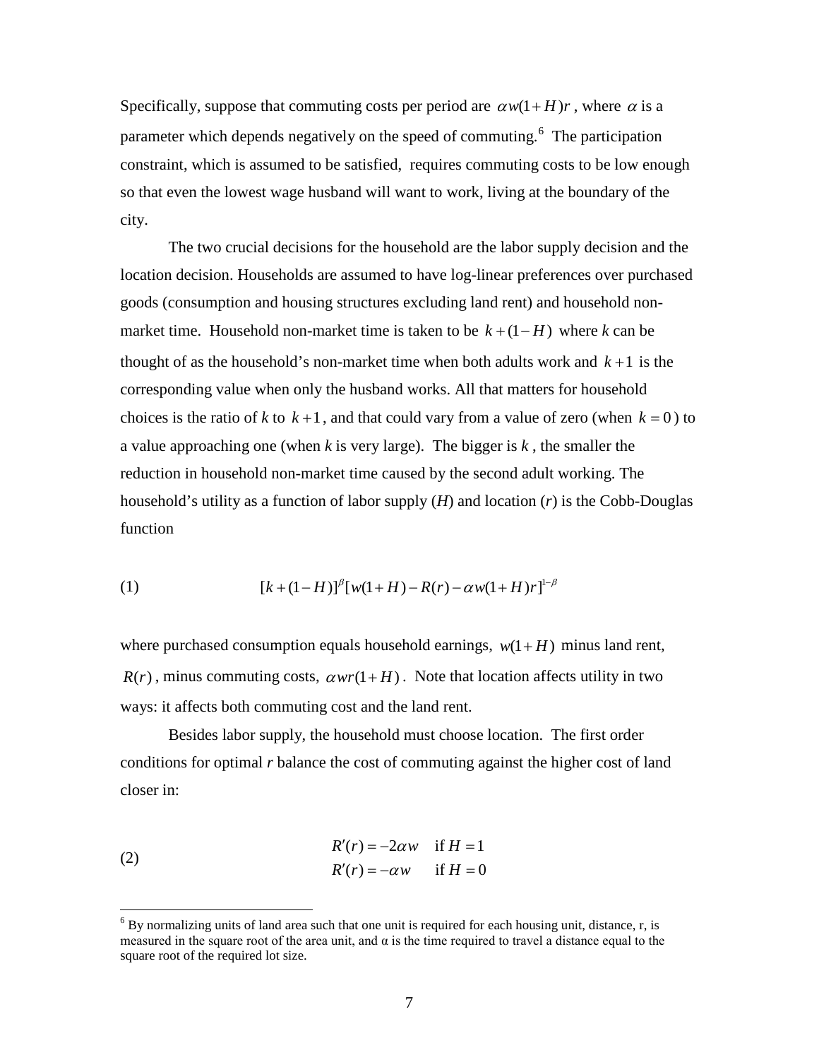Specifically, suppose that commuting costs per period are $\alpha w(1+H)r$, where $\alpha$ is a parameter which depends negatively on the speed of commuting.[6] The participation constraint, which is assumed to be satisfied, requires commuting costs to be low enough so that even the lowest wage husband will want to work, living at the boundary of the city.

The two crucial decisions for the household are the labor supply decision and the location decision. Households are assumed to have log-linear preferences over purchased goods (consumption and housing structures excluding land rent) and household non-market time. Household non-market time is taken to be $k+(1-H)$ where *k* can be thought of as the household's non-market time when both adults work and $k+1$ is the corresponding value when only the husband works. All that matters for household choices is the ratio of *k* to $k+1$, and that could vary from a value of zero (when $k=0$) to a value approaching one (when *k* is very large). The bigger is *k*, the smaller the reduction in household non-market time caused by the second adult working. The household's utility as a function of labor supply (*H*) and location (*r*) is the Cobb-Douglas function

$$[k+(1-H)]^{\beta}[w(1+H)-R(r)-\alpha w(1+H)r]^{1-\beta} \tag{1}$$

where purchased consumption equals household earnings, $w(1+H)$ minus land rent, $R(r)$, minus commuting costs, $\alpha wr(1+H)$. Note that location affects utility in two ways: it affects both commuting cost and the land rent.

Besides labor supply, the household must choose location. The first order conditions for optimal *r* balance the cost of commuting against the higher cost of land closer in:

$$\begin{aligned} R'(r) &= -2\alpha w \quad \text{if } H=1 \\ R'(r) &= -\alpha w \quad \text{if } H=0 \end{aligned} \tag{2}$$

[6] By normalizing units of land area such that one unit is required for each housing unit, distance, r, is measured in the square root of the area unit, and α is the time required to travel a distance equal to the square root of the required lot size.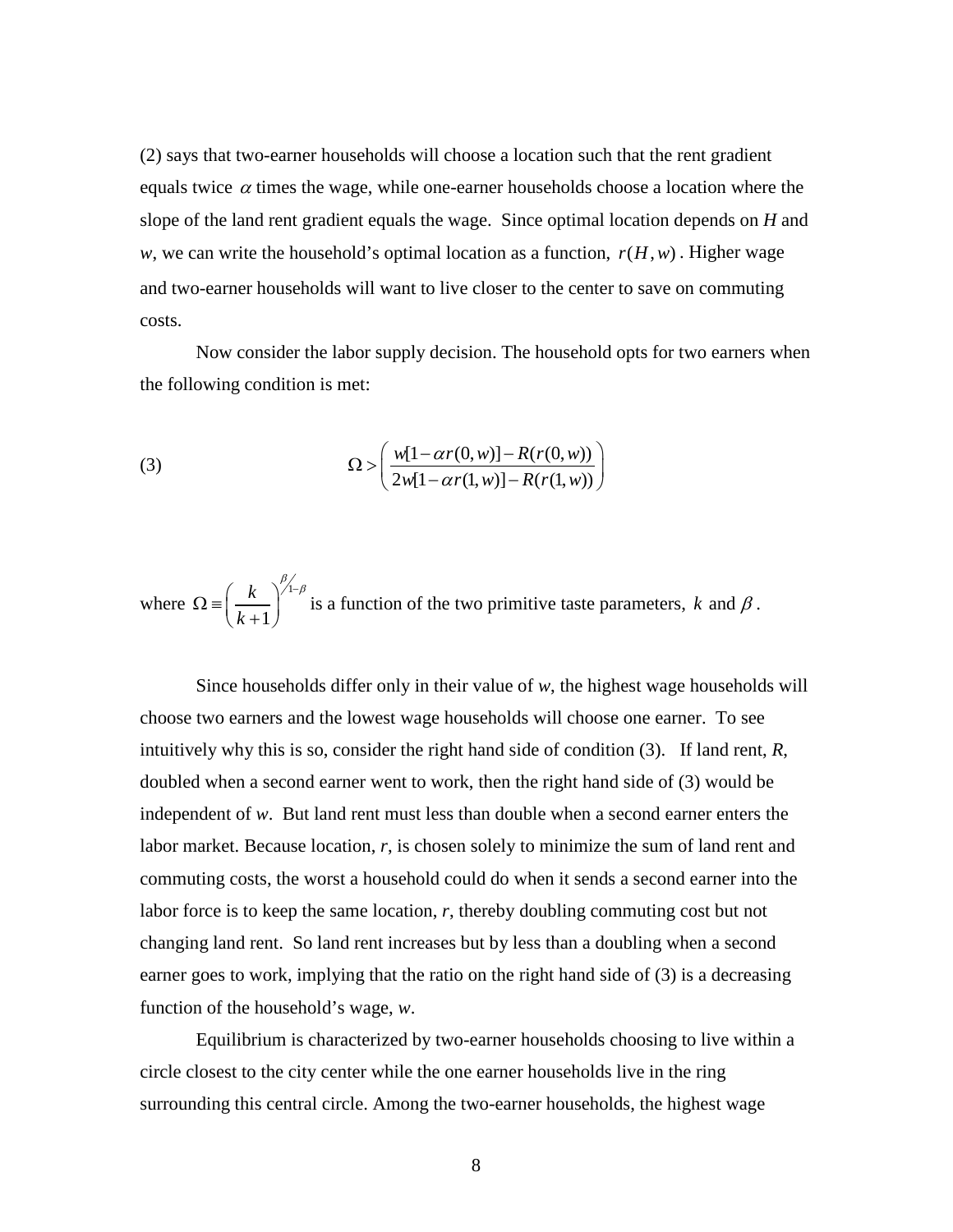(2) says that two-earner households will choose a location such that the rent gradient equals twice $\alpha$ times the wage, while one-earner households choose a location where the slope of the land rent gradient equals the wage. Since optimal location depends on *H* and *w*, we can write the household's optimal location as a function, $r(H, w)$. Higher wage and two-earner households will want to live closer to the center to save on commuting costs.

Now consider the labor supply decision. The household opts for two earners when the following condition is met:

$$\Omega > \left( \frac{w[1-\alpha r(0,w)] - R(r(0,w))}{2w[1-\alpha r(1,w)] - R(r(1,w))} \right) \tag{3}$$

where $\Omega \equiv \left( \frac{k}{k+1} \right)^{\beta / 1-\beta}$ is a function of the two primitive taste parameters, $k$ and $\beta$.

Since households differ only in their value of *w*, the highest wage households will choose two earners and the lowest wage households will choose one earner. To see intuitively why this is so, consider the right hand side of condition (3). If land rent, *R*, doubled when a second earner went to work, then the right hand side of (3) would be independent of *w*. But land rent must less than double when a second earner enters the labor market. Because location, *r*, is chosen solely to minimize the sum of land rent and commuting costs, the worst a household could do when it sends a second earner into the labor force is to keep the same location, *r*, thereby doubling commuting cost but not changing land rent. So land rent increases but by less than a doubling when a second earner goes to work, implying that the ratio on the right hand side of (3) is a decreasing function of the household's wage, *w*.

Equilibrium is characterized by two-earner households choosing to live within a circle closest to the city center while the one earner households live in the ring surrounding this central circle. Among the two-earner households, the highest wage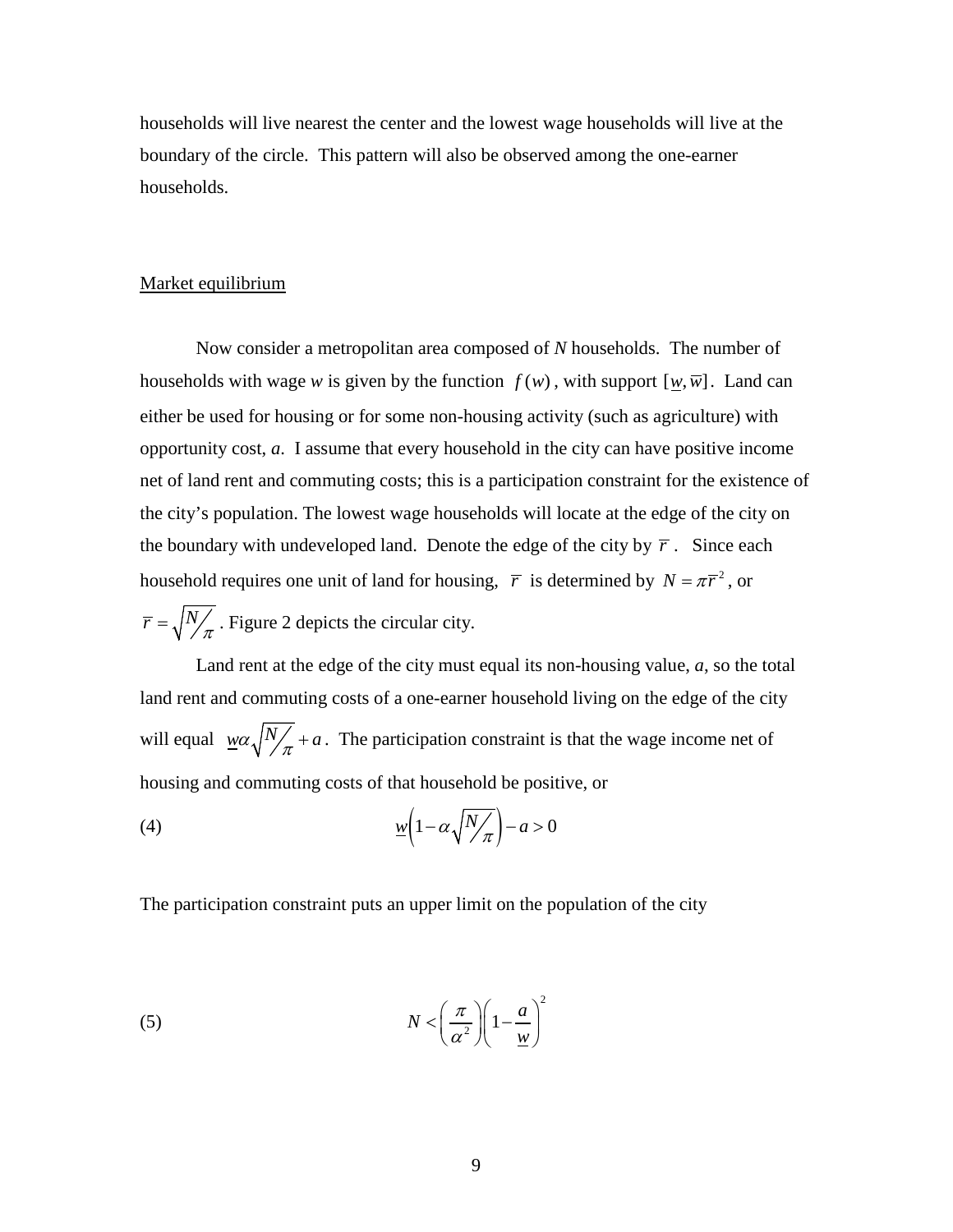households will live nearest the center and the lowest wage households will live at the boundary of the circle. This pattern will also be observed among the one-earner households.

Market equilibrium

Now consider a metropolitan area composed of *N* households. The number of households with wage *w* is given by the function $f(w)$, with support $[\underline{w}, \overline{w}]$. Land can either be used for housing or for some non-housing activity (such as agriculture) with opportunity cost, *a*. I assume that every household in the city can have positive income net of land rent and commuting costs; this is a participation constraint for the existence of the city's population. The lowest wage households will locate at the edge of the city on the boundary with undeveloped land. Denote the edge of the city by $\overline{r}$. Since each household requires one unit of land for housing, $\overline{r}$ is determined by $N = \pi \overline{r}^2$, or $\overline{r} = \sqrt{N/\pi}$. Figure 2 depicts the circular city.

Land rent at the edge of the city must equal its non-housing value, *a*, so the total land rent and commuting costs of a one-earner household living on the edge of the city will equal $\underline{w}\alpha\sqrt{N/\pi} + a$. The participation constraint is that the wage income net of housing and commuting costs of that household be positive, or

$$\underline{w}\left(1 - \alpha\sqrt{N/\pi}\right) - a > 0 \tag{4}$$

The participation constraint puts an upper limit on the population of the city

$$N < \left(\frac{\pi}{\alpha^2}\right)\left(1 - \frac{a}{\underline{w}}\right)^2 \tag{5}$$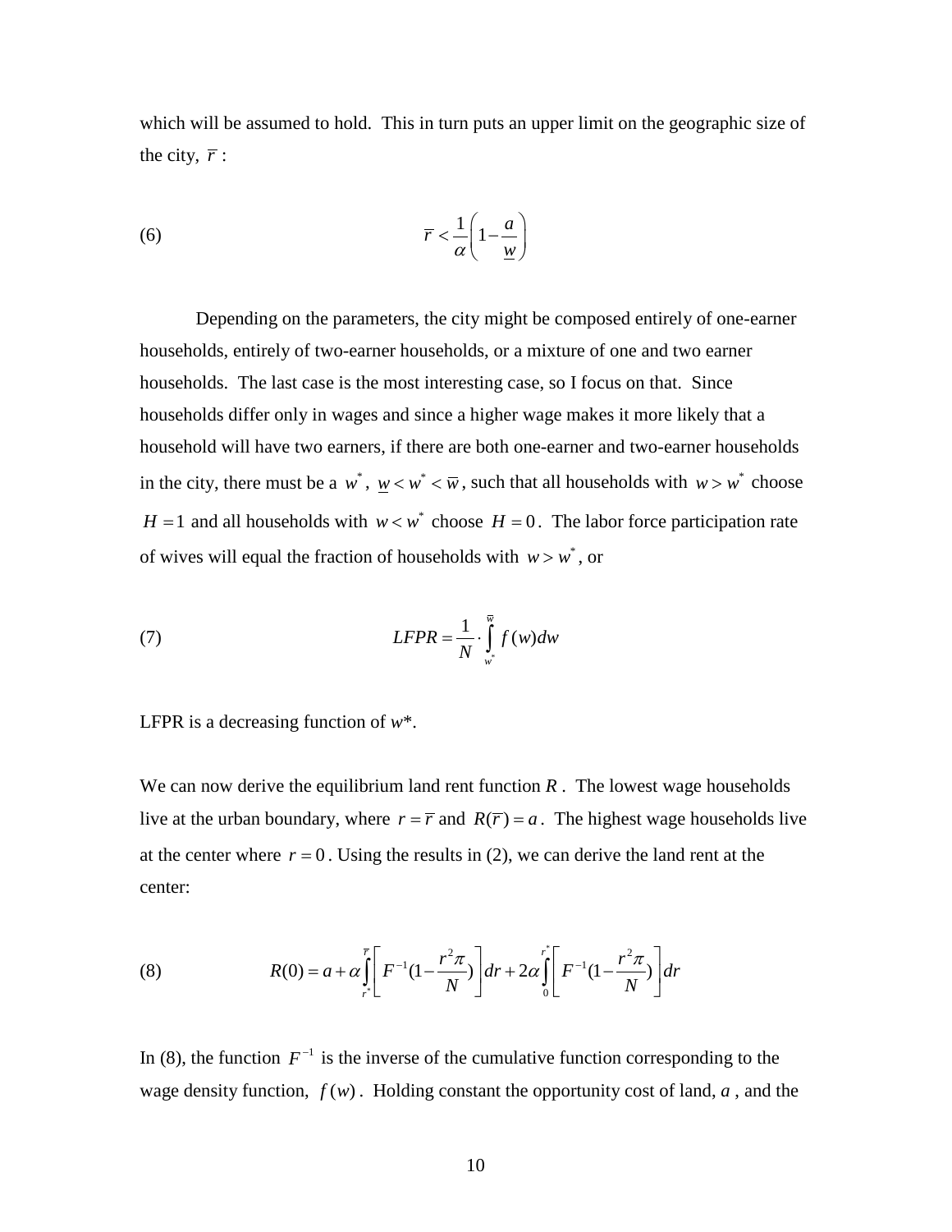which will be assumed to hold. This in turn puts an upper limit on the geographic size of the city, $\overline{r}$ :

$$\overline{r} < \frac{1}{\alpha}\left(1 - \frac{a}{\underline{w}}\right) \tag{6}$$

Depending on the parameters, the city might be composed entirely of one-earner households, entirely of two-earner households, or a mixture of one and two earner households. The last case is the most interesting case, so I focus on that. Since households differ only in wages and since a higher wage makes it more likely that a household will have two earners, if there are both one-earner and two-earner households in the city, there must be a $w^*$, $\underline{w} < w^* < \overline{w}$, such that all households with $w > w^*$ choose $H = 1$ and all households with $w < w^*$ choose $H = 0$. The labor force participation rate of wives will equal the fraction of households with $w > w^*$, or

$$LFPR = \frac{1}{N} \cdot \int_{w^*}^{\overline{w}} f(w)dw \tag{7}$$

LFPR is a decreasing function of $w$*.

We can now derive the equilibrium land rent function $R$. The lowest wage households live at the urban boundary, where $r = \overline{r}$ and $R(\overline{r}) = a$. The highest wage households live at the center where $r = 0$. Using the results in (2), we can derive the land rent at the center:

$$R(0) = a + \alpha \int_{r^*}^{\overline{r}} \left[ F^{-1}(1 - \frac{r^2\pi}{N}) \right] dr + 2\alpha \int_{0}^{r^*} \left[ F^{-1}(1 - \frac{r^2\pi}{N}) \right] dr \tag{8}$$

In (8), the function $F^{-1}$ is the inverse of the cumulative function corresponding to the wage density function, $f(w)$. Holding constant the opportunity cost of land, $a$, and the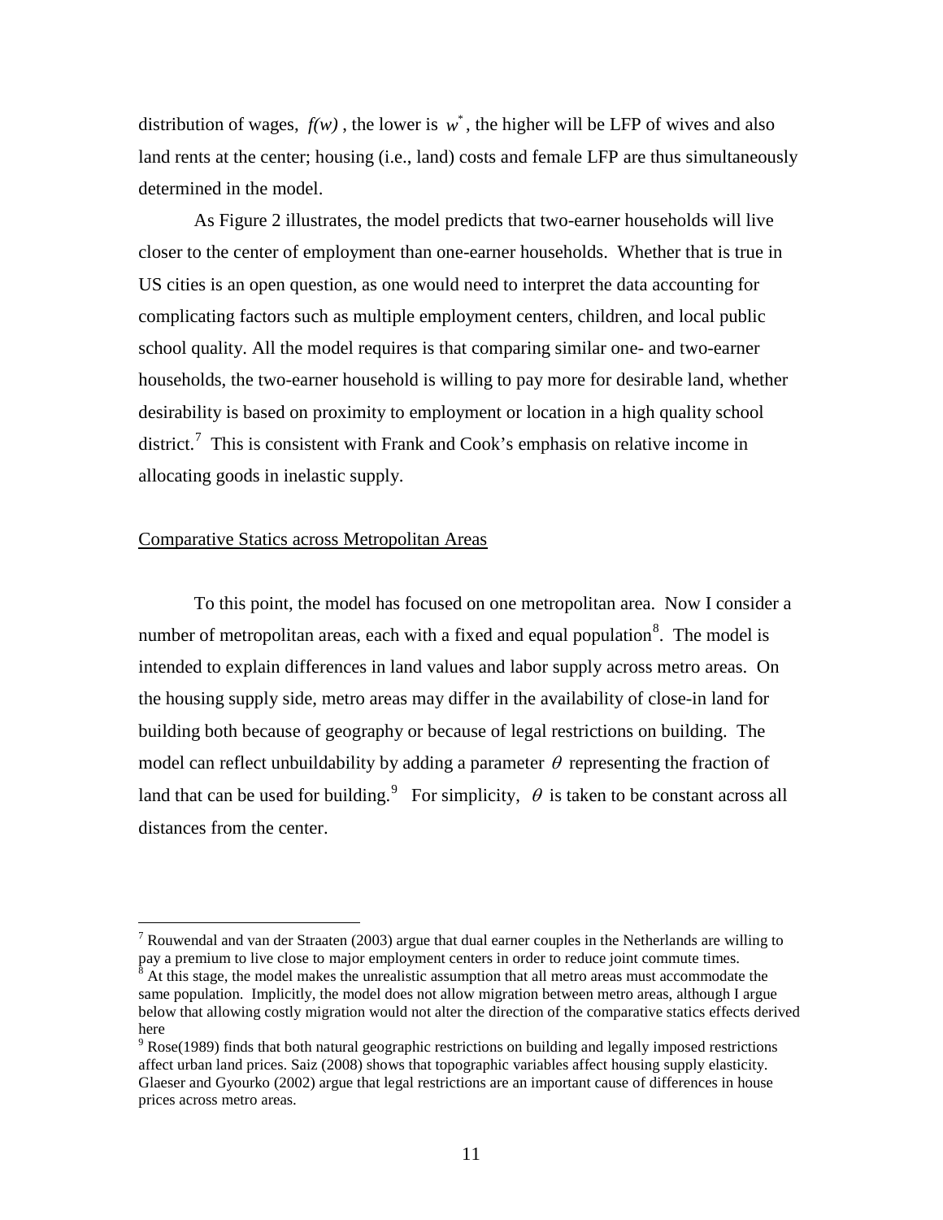distribution of wages, $f(w)$, the lower is $w^*$, the higher will be LFP of wives and also land rents at the center; housing (i.e., land) costs and female LFP are thus simultaneously determined in the model.

As Figure 2 illustrates, the model predicts that two-earner households will live closer to the center of employment than one-earner households. Whether that is true in US cities is an open question, as one would need to interpret the data accounting for complicating factors such as multiple employment centers, children, and local public school quality. All the model requires is that comparing similar one- and two-earner households, the two-earner household is willing to pay more for desirable land, whether desirability is based on proximity to employment or location in a high quality school district.[7] This is consistent with Frank and Cook's emphasis on relative income in allocating goods in inelastic supply.

Comparative Statics across Metropolitan Areas

To this point, the model has focused on one metropolitan area. Now I consider a number of metropolitan areas, each with a fixed and equal population[8]. The model is intended to explain differences in land values and labor supply across metro areas. On the housing supply side, metro areas may differ in the availability of close-in land for building both because of geography or because of legal restrictions on building. The model can reflect unbuildability by adding a parameter $\theta$ representing the fraction of land that can be used for building.[9] For simplicity, $\theta$ is taken to be constant across all distances from the center.

[7] Rouwendal and van der Straaten (2003) argue that dual earner couples in the Netherlands are willing to pay a premium to live close to major employment centers in order to reduce joint commute times.

[8] At this stage, the model makes the unrealistic assumption that all metro areas must accommodate the same population. Implicitly, the model does not allow migration between metro areas, although I argue below that allowing costly migration would not alter the direction of the comparative statics effects derived here

[9] Rose(1989) finds that both natural geographic restrictions on building and legally imposed restrictions affect urban land prices. Saiz (2008) shows that topographic variables affect housing supply elasticity. Glaeser and Gyourko (2002) argue that legal restrictions are an important cause of differences in house prices across metro areas.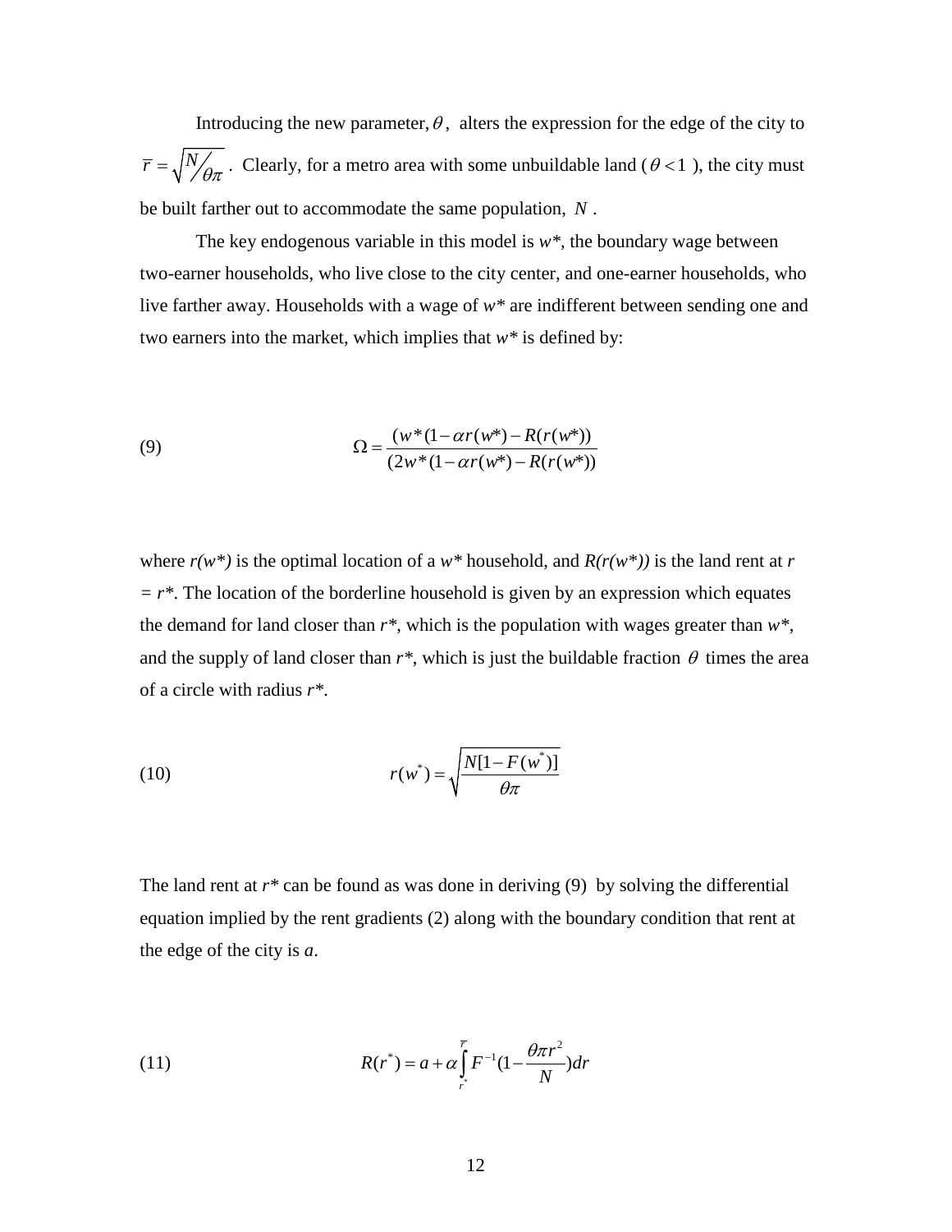Introducing the new parameter, $\theta$, alters the expression for the edge of the city to $\bar{r} = \sqrt{N/\theta\pi}$. Clearly, for a metro area with some unbuildable land ($\theta < 1$), the city must be built farther out to accommodate the same population, $N$.

The key endogenous variable in this model is *w\**, the boundary wage between two-earner households, who live close to the city center, and one-earner households, who live farther away. Households with a wage of *w\** are indifferent between sending one and two earners into the market, which implies that *w\** is defined by:

$$\text{(9)} \qquad \Omega = \frac{(w^*(1-\alpha r(w^*) - R(r(w^*))}{(2w^*(1-\alpha r(w^*) - R(r(w^*))}$$

where *r(w\*)* is the optimal location of a *w\** household, and *R(r(w\*))* is the land rent at *r = r\**. The location of the borderline household is given by an expression which equates the demand for land closer than *r\**, which is the population with wages greater than *w\**, and the supply of land closer than *r\**, which is just the buildable fraction $\theta$ times the area of a circle with radius *r\**.

$$\text{(10)} \qquad r(w^*) = \sqrt{\frac{N[1-F(w^*)]}{\theta\pi}}$$

The land rent at *r\** can be found as was done in deriving (9) by solving the differential equation implied by the rent gradients (2) along with the boundary condition that rent at the edge of the city is *a*.

$$\text{(11)} \qquad R(r^*) = a + \alpha \int_{r^*}^{\bar{r}} F^{-1}(1 - \frac{\theta\pi r^2}{N})dr$$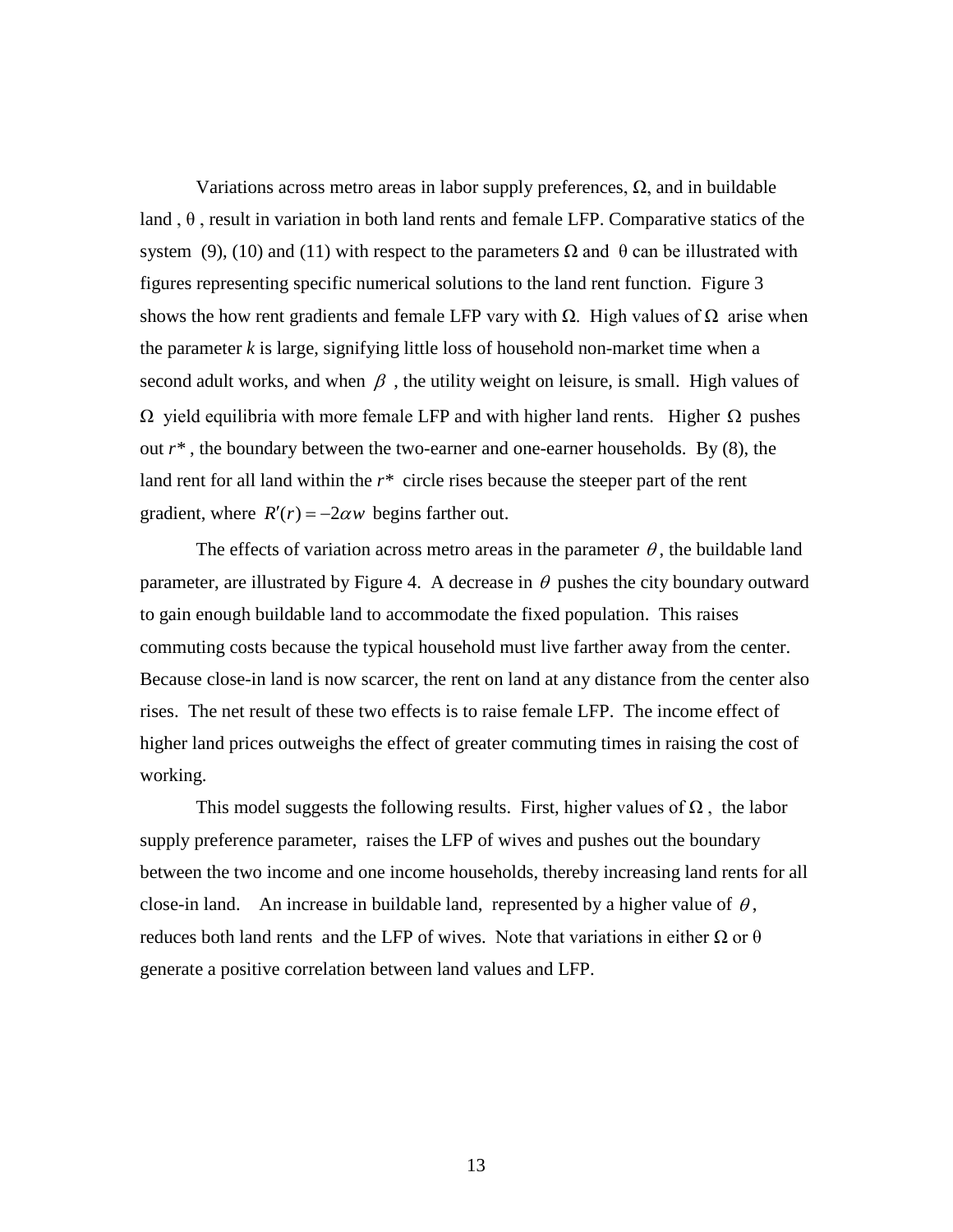Variations across metro areas in labor supply preferences, $\Omega$, and in buildable land , $\theta$ , result in variation in both land rents and female LFP. Comparative statics of the system (9), (10) and (11) with respect to the parameters $\Omega$ and $\theta$ can be illustrated with figures representing specific numerical solutions to the land rent function. Figure 3 shows the how rent gradients and female LFP vary with $\Omega$. High values of $\Omega$ arise when the parameter *k* is large, signifying little loss of household non-market time when a second adult works, and when $\beta$ , the utility weight on leisure, is small. High values of $\Omega$ yield equilibria with more female LFP and with higher land rents. Higher $\Omega$ pushes out $r^*$ , the boundary between the two-earner and one-earner households. By (8), the land rent for all land within the $r^*$ circle rises because the steeper part of the rent gradient, where $R'(r) = -2\alpha w$ begins farther out.

The effects of variation across metro areas in the parameter $\theta$, the buildable land parameter, are illustrated by Figure 4. A decrease in $\theta$ pushes the city boundary outward to gain enough buildable land to accommodate the fixed population. This raises commuting costs because the typical household must live farther away from the center. Because close-in land is now scarcer, the rent on land at any distance from the center also rises. The net result of these two effects is to raise female LFP. The income effect of higher land prices outweighs the effect of greater commuting times in raising the cost of working.

This model suggests the following results. First, higher values of $\Omega$ , the labor supply preference parameter, raises the LFP of wives and pushes out the boundary between the two income and one income households, thereby increasing land rents for all close-in land. An increase in buildable land, represented by a higher value of $\theta$, reduces both land rents and the LFP of wives. Note that variations in either $\Omega$ or $\theta$ generate a positive correlation between land values and LFP.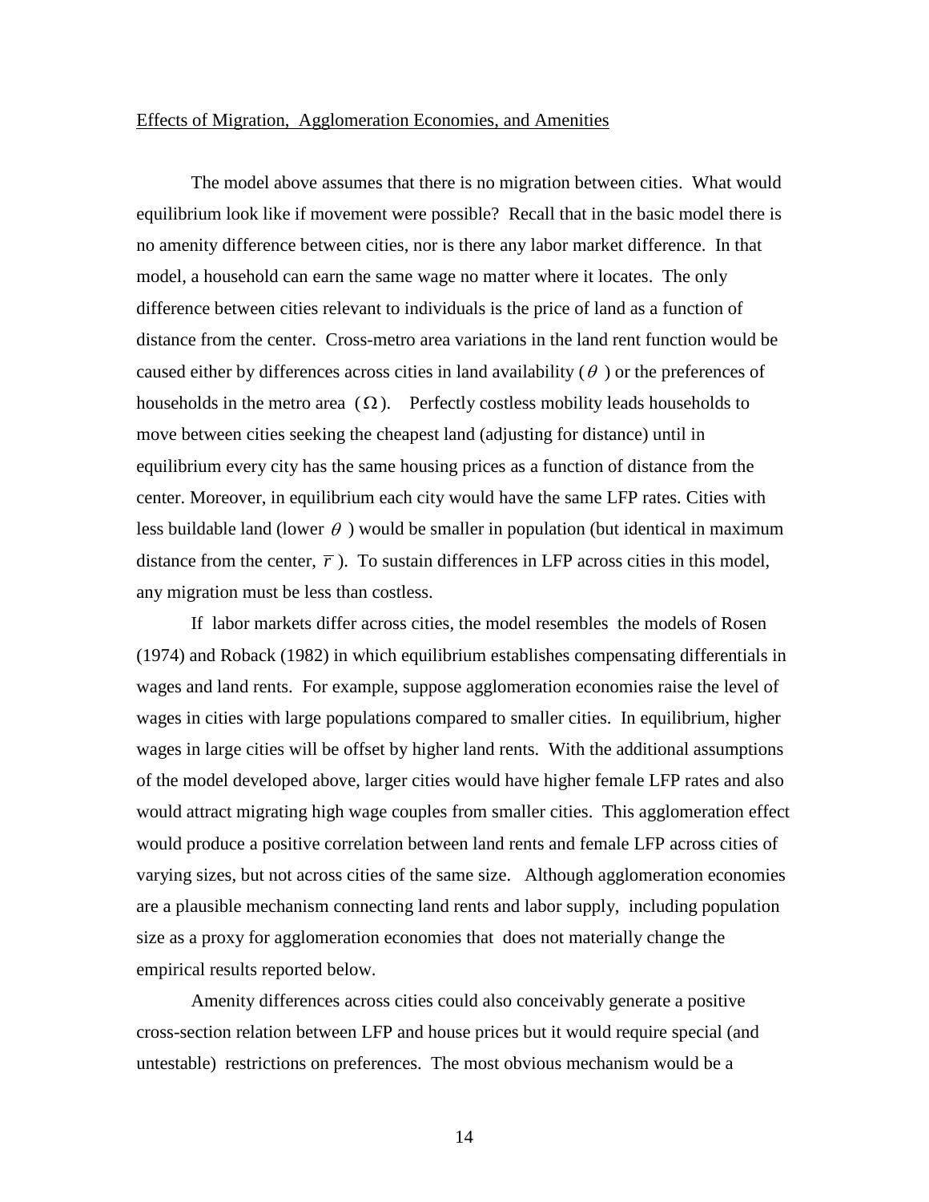Effects of Migration, Agglomeration Economies, and Amenities

The model above assumes that there is no migration between cities. What would equilibrium look like if movement were possible? Recall that in the basic model there is no amenity difference between cities, nor is there any labor market difference. In that model, a household can earn the same wage no matter where it locates. The only difference between cities relevant to individuals is the price of land as a function of distance from the center. Cross-metro area variations in the land rent function would be caused either by differences across cities in land availability ($\theta$ ) or the preferences of households in the metro area ($\Omega$). Perfectly costless mobility leads households to move between cities seeking the cheapest land (adjusting for distance) until in equilibrium every city has the same housing prices as a function of distance from the center. Moreover, in equilibrium each city would have the same LFP rates. Cities with less buildable land (lower $\theta$ ) would be smaller in population (but identical in maximum distance from the center, $\overline{r}$ ). To sustain differences in LFP across cities in this model, any migration must be less than costless.

If labor markets differ across cities, the model resembles the models of Rosen (1974) and Roback (1982) in which equilibrium establishes compensating differentials in wages and land rents. For example, suppose agglomeration economies raise the level of wages in cities with large populations compared to smaller cities. In equilibrium, higher wages in large cities will be offset by higher land rents. With the additional assumptions of the model developed above, larger cities would have higher female LFP rates and also would attract migrating high wage couples from smaller cities. This agglomeration effect would produce a positive correlation between land rents and female LFP across cities of varying sizes, but not across cities of the same size. Although agglomeration economies are a plausible mechanism connecting land rents and labor supply, including population size as a proxy for agglomeration economies that does not materially change the empirical results reported below.

Amenity differences across cities could also conceivably generate a positive cross-section relation between LFP and house prices but it would require special (and untestable) restrictions on preferences. The most obvious mechanism would be a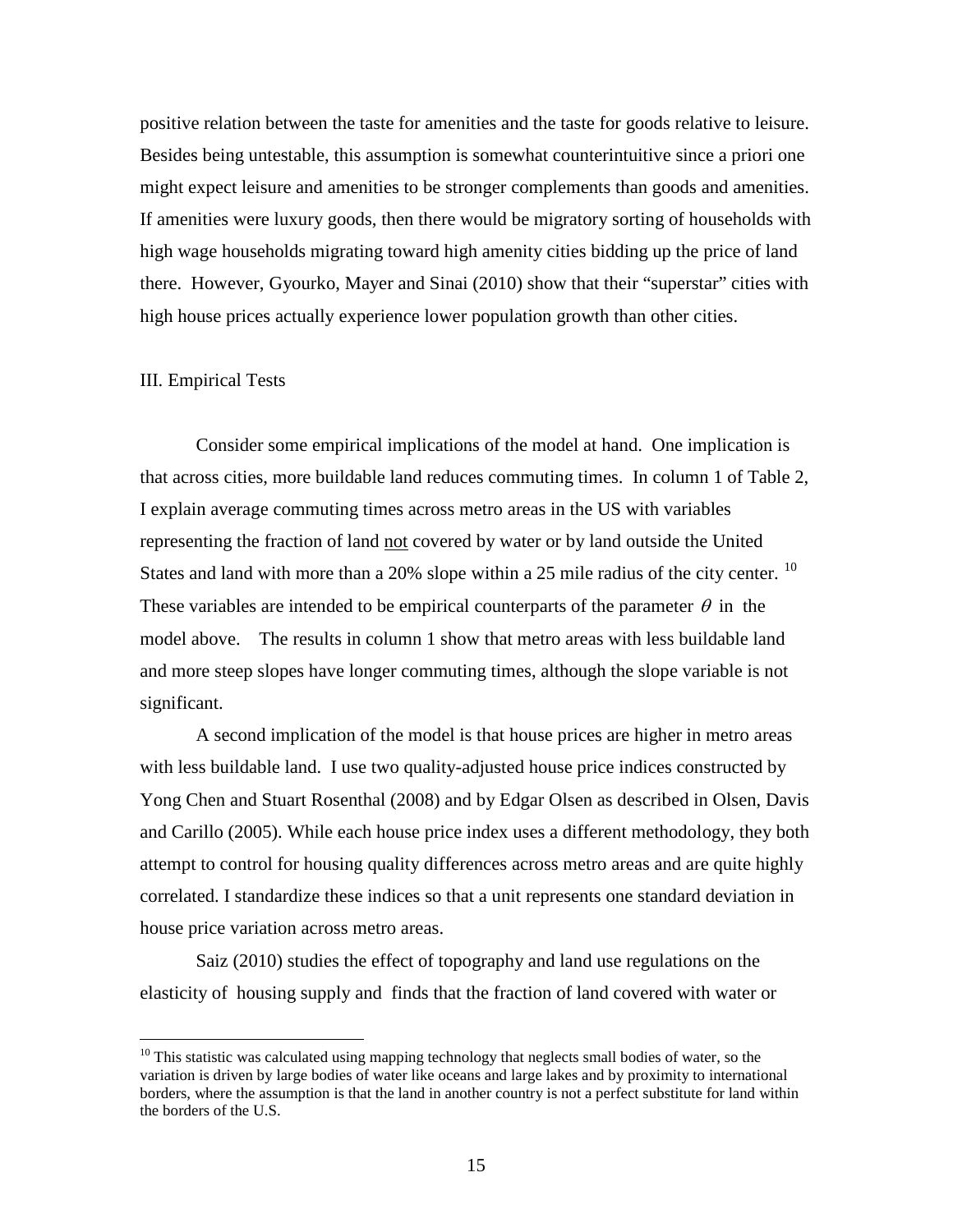positive relation between the taste for amenities and the taste for goods relative to leisure. Besides being untestable, this assumption is somewhat counterintuitive since a priori one might expect leisure and amenities to be stronger complements than goods and amenities. If amenities were luxury goods, then there would be migratory sorting of households with high wage households migrating toward high amenity cities bidding up the price of land there. However, Gyourko, Mayer and Sinai (2010) show that their "superstar" cities with high house prices actually experience lower population growth than other cities.

## III. Empirical Tests

Consider some empirical implications of the model at hand. One implication is that across cities, more buildable land reduces commuting times. In column 1 of Table 2, I explain average commuting times across metro areas in the US with variables representing the fraction of land <u>not</u> covered by water or by land outside the United States and land with more than a 20% slope within a 25 mile radius of the city center. [10] These variables are intended to be empirical counterparts of the parameter $\theta$ in the model above. The results in column 1 show that metro areas with less buildable land and more steep slopes have longer commuting times, although the slope variable is not significant.

A second implication of the model is that house prices are higher in metro areas with less buildable land. I use two quality-adjusted house price indices constructed by Yong Chen and Stuart Rosenthal (2008) and by Edgar Olsen as described in Olsen, Davis and Carillo (2005). While each house price index uses a different methodology, they both attempt to control for housing quality differences across metro areas and are quite highly correlated. I standardize these indices so that a unit represents one standard deviation in house price variation across metro areas.

Saiz (2010) studies the effect of topography and land use regulations on the elasticity of housing supply and finds that the fraction of land covered with water or

[10] This statistic was calculated using mapping technology that neglects small bodies of water, so the variation is driven by large bodies of water like oceans and large lakes and by proximity to international borders, where the assumption is that the land in another country is not a perfect substitute for land within the borders of the U.S.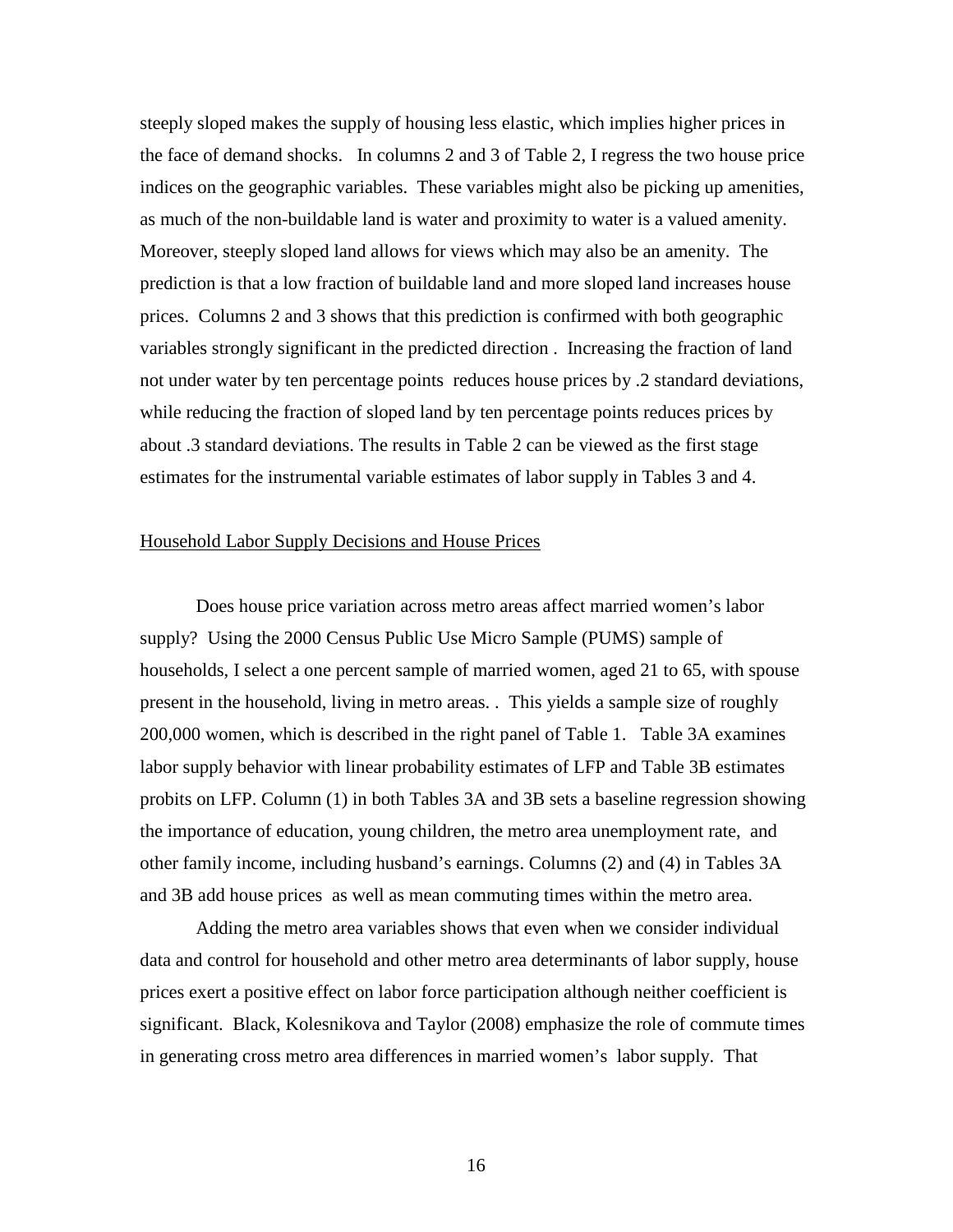steeply sloped makes the supply of housing less elastic, which implies higher prices in the face of demand shocks. In columns 2 and 3 of Table 2, I regress the two house price indices on the geographic variables. These variables might also be picking up amenities, as much of the non-buildable land is water and proximity to water is a valued amenity. Moreover, steeply sloped land allows for views which may also be an amenity. The prediction is that a low fraction of buildable land and more sloped land increases house prices. Columns 2 and 3 shows that this prediction is confirmed with both geographic variables strongly significant in the predicted direction . Increasing the fraction of land not under water by ten percentage points reduces house prices by .2 standard deviations, while reducing the fraction of sloped land by ten percentage points reduces prices by about .3 standard deviations. The results in Table 2 can be viewed as the first stage estimates for the instrumental variable estimates of labor supply in Tables 3 and 4.

## Household Labor Supply Decisions and House Prices

Does house price variation across metro areas affect married women's labor supply? Using the 2000 Census Public Use Micro Sample (PUMS) sample of households, I select a one percent sample of married women, aged 21 to 65, with spouse present in the household, living in metro areas. . This yields a sample size of roughly 200,000 women, which is described in the right panel of Table 1. Table 3A examines labor supply behavior with linear probability estimates of LFP and Table 3B estimates probits on LFP. Column (1) in both Tables 3A and 3B sets a baseline regression showing the importance of education, young children, the metro area unemployment rate, and other family income, including husband's earnings. Columns (2) and (4) in Tables 3A and 3B add house prices as well as mean commuting times within the metro area.

Adding the metro area variables shows that even when we consider individual data and control for household and other metro area determinants of labor supply, house prices exert a positive effect on labor force participation although neither coefficient is significant. Black, Kolesnikova and Taylor (2008) emphasize the role of commute times in generating cross metro area differences in married women's labor supply. That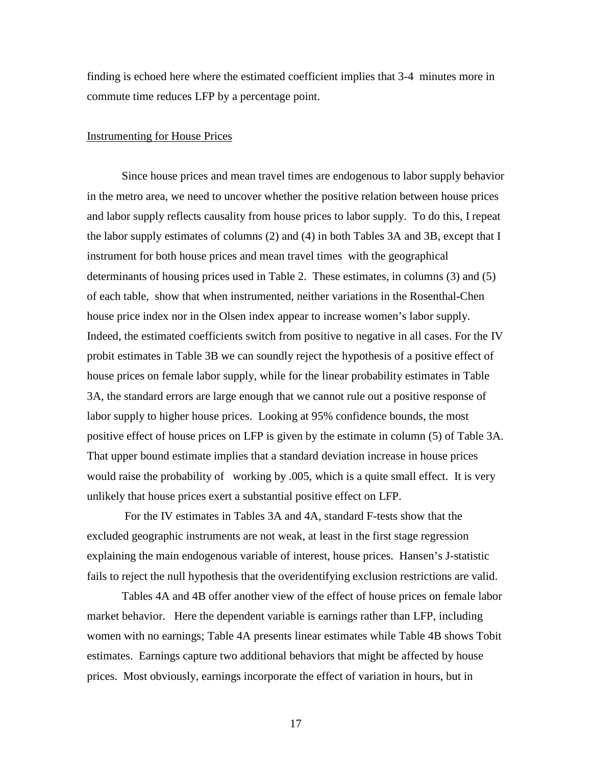finding is echoed here where the estimated coefficient implies that 3-4 minutes more in commute time reduces LFP by a percentage point.

Instrumenting for House Prices

Since house prices and mean travel times are endogenous to labor supply behavior in the metro area, we need to uncover whether the positive relation between house prices and labor supply reflects causality from house prices to labor supply. To do this, I repeat the labor supply estimates of columns (2) and (4) in both Tables 3A and 3B, except that I instrument for both house prices and mean travel times with the geographical determinants of housing prices used in Table 2. These estimates, in columns (3) and (5) of each table, show that when instrumented, neither variations in the Rosenthal-Chen house price index nor in the Olsen index appear to increase women's labor supply. Indeed, the estimated coefficients switch from positive to negative in all cases. For the IV probit estimates in Table 3B we can soundly reject the hypothesis of a positive effect of house prices on female labor supply, while for the linear probability estimates in Table 3A, the standard errors are large enough that we cannot rule out a positive response of labor supply to higher house prices. Looking at 95% confidence bounds, the most positive effect of house prices on LFP is given by the estimate in column (5) of Table 3A. That upper bound estimate implies that a standard deviation increase in house prices would raise the probability of working by .005, which is a quite small effect. It is very unlikely that house prices exert a substantial positive effect on LFP.

For the IV estimates in Tables 3A and 4A, standard F-tests show that the excluded geographic instruments are not weak, at least in the first stage regression explaining the main endogenous variable of interest, house prices. Hansen's J-statistic fails to reject the null hypothesis that the overidentifying exclusion restrictions are valid.

Tables 4A and 4B offer another view of the effect of house prices on female labor market behavior. Here the dependent variable is earnings rather than LFP, including women with no earnings; Table 4A presents linear estimates while Table 4B shows Tobit estimates. Earnings capture two additional behaviors that might be affected by house prices. Most obviously, earnings incorporate the effect of variation in hours, but in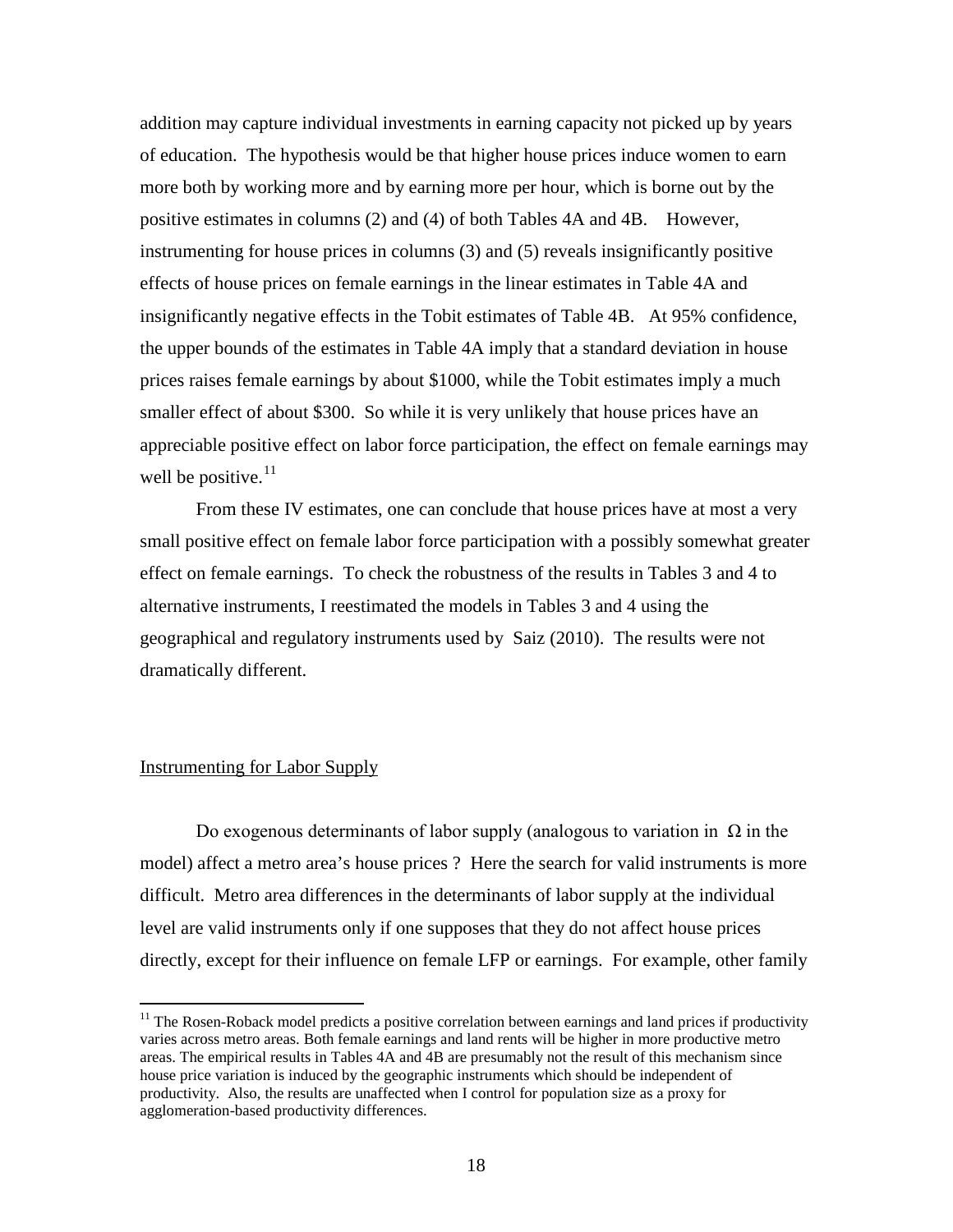addition may capture individual investments in earning capacity not picked up by years of education. The hypothesis would be that higher house prices induce women to earn more both by working more and by earning more per hour, which is borne out by the positive estimates in columns (2) and (4) of both Tables 4A and 4B. However, instrumenting for house prices in columns (3) and (5) reveals insignificantly positive effects of house prices on female earnings in the linear estimates in Table 4A and insignificantly negative effects in the Tobit estimates of Table 4B. At 95% confidence, the upper bounds of the estimates in Table 4A imply that a standard deviation in house prices raises female earnings by about $1000, while the Tobit estimates imply a much smaller effect of about $300. So while it is very unlikely that house prices have an appreciable positive effect on labor force participation, the effect on female earnings may well be positive.[11]

From these IV estimates, one can conclude that house prices have at most a very small positive effect on female labor force participation with a possibly somewhat greater effect on female earnings. To check the robustness of the results in Tables 3 and 4 to alternative instruments, I reestimated the models in Tables 3 and 4 using the geographical and regulatory instruments used by Saiz (2010). The results were not dramatically different.

## Instrumenting for Labor Supply

Do exogenous determinants of labor supply (analogous to variation in $\Omega$ in the model) affect a metro area's house prices ? Here the search for valid instruments is more difficult. Metro area differences in the determinants of labor supply at the individual level are valid instruments only if one supposes that they do not affect house prices directly, except for their influence on female LFP or earnings. For example, other family

[11] The Rosen-Roback model predicts a positive correlation between earnings and land prices if productivity varies across metro areas. Both female earnings and land rents will be higher in more productive metro areas. The empirical results in Tables 4A and 4B are presumably not the result of this mechanism since house price variation is induced by the geographic instruments which should be independent of productivity. Also, the results are unaffected when I control for population size as a proxy for agglomeration-based productivity differences.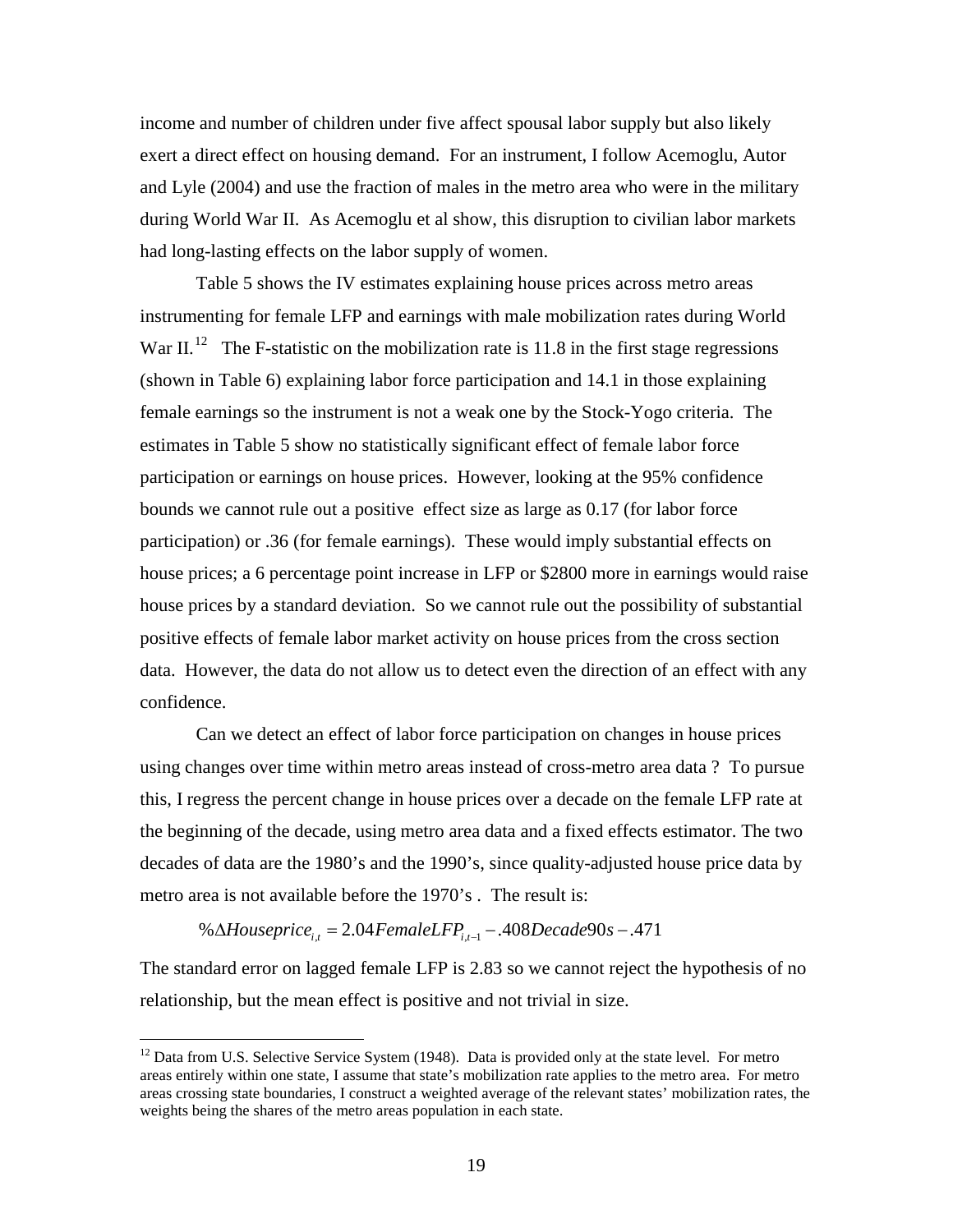income and number of children under five affect spousal labor supply but also likely exert a direct effect on housing demand. For an instrument, I follow Acemoglu, Autor and Lyle (2004) and use the fraction of males in the metro area who were in the military during World War II. As Acemoglu et al show, this disruption to civilian labor markets had long-lasting effects on the labor supply of women.

Table 5 shows the IV estimates explaining house prices across metro areas instrumenting for female LFP and earnings with male mobilization rates during World War II.[12] The F-statistic on the mobilization rate is 11.8 in the first stage regressions (shown in Table 6) explaining labor force participation and 14.1 in those explaining female earnings so the instrument is not a weak one by the Stock-Yogo criteria. The estimates in Table 5 show no statistically significant effect of female labor force participation or earnings on house prices. However, looking at the 95% confidence bounds we cannot rule out a positive effect size as large as 0.17 (for labor force participation) or .36 (for female earnings). These would imply substantial effects on house prices; a 6 percentage point increase in LFP or $2800 more in earnings would raise house prices by a standard deviation. So we cannot rule out the possibility of substantial positive effects of female labor market activity on house prices from the cross section data. However, the data do not allow us to detect even the direction of an effect with any confidence.

Can we detect an effect of labor force participation on changes in house prices using changes over time within metro areas instead of cross-metro area data ? To pursue this, I regress the percent change in house prices over a decade on the female LFP rate at the beginning of the decade, using metro area data and a fixed effects estimator. The two decades of data are the 1980's and the 1990's, since quality-adjusted house price data by metro area is not available before the 1970's . The result is:

$$\%\Delta Houseprice_{i,t} = 2.04 FemaleLFP_{i,t-1} - .408 Decade90s - .471$$

The standard error on lagged female LFP is 2.83 so we cannot reject the hypothesis of no relationship, but the mean effect is positive and not trivial in size.

[12] Data from U.S. Selective Service System (1948). Data is provided only at the state level. For metro areas entirely within one state, I assume that state's mobilization rate applies to the metro area. For metro areas crossing state boundaries, I construct a weighted average of the relevant states' mobilization rates, the weights being the shares of the metro areas population in each state.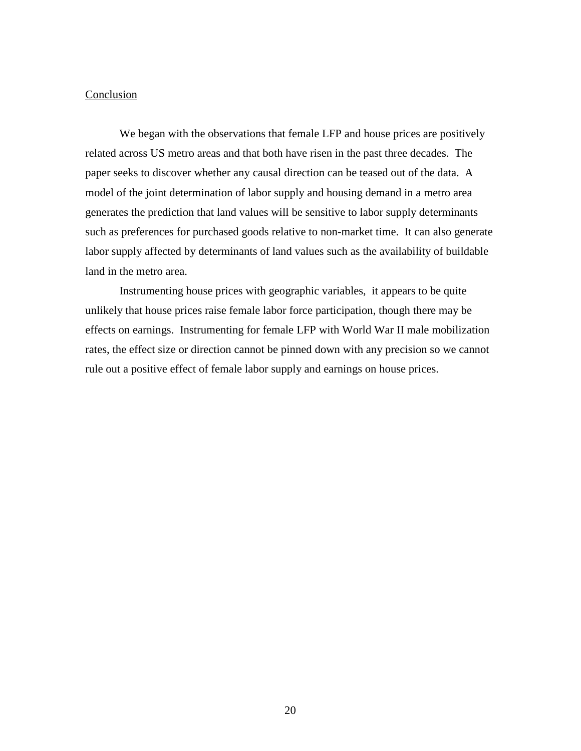## Conclusion

We began with the observations that female LFP and house prices are positively related across US metro areas and that both have risen in the past three decades. The paper seeks to discover whether any causal direction can be teased out of the data. A model of the joint determination of labor supply and housing demand in a metro area generates the prediction that land values will be sensitive to labor supply determinants such as preferences for purchased goods relative to non-market time. It can also generate labor supply affected by determinants of land values such as the availability of buildable land in the metro area.

Instrumenting house prices with geographic variables, it appears to be quite unlikely that house prices raise female labor force participation, though there may be effects on earnings. Instrumenting for female LFP with World War II male mobilization rates, the effect size or direction cannot be pinned down with any precision so we cannot rule out a positive effect of female labor supply and earnings on house prices.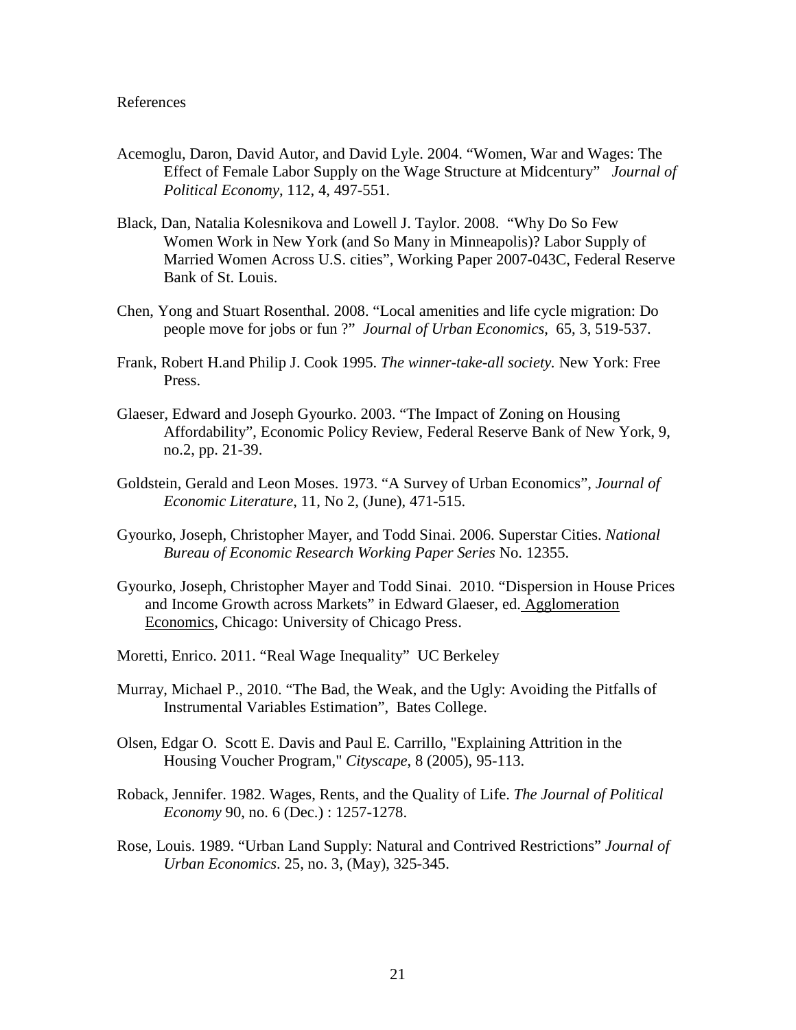# References

Acemoglu, Daron, David Autor, and David Lyle. 2004. "Women, War and Wages: The Effect of Female Labor Supply on the Wage Structure at Midcentury" *Journal of Political Economy*, 112, 4, 497-551.

Black, Dan, Natalia Kolesnikova and Lowell J. Taylor. 2008. "Why Do So Few Women Work in New York (and So Many in Minneapolis)? Labor Supply of Married Women Across U.S. cities", Working Paper 2007-043C, Federal Reserve Bank of St. Louis.

Chen, Yong and Stuart Rosenthal. 2008. "Local amenities and life cycle migration: Do people move for jobs or fun ?" *Journal of Urban Economics*, 65, 3, 519-537.

Frank, Robert H.and Philip J. Cook 1995. *The winner-take-all society.* New York: Free Press.

Glaeser, Edward and Joseph Gyourko. 2003. "The Impact of Zoning on Housing Affordability", Economic Policy Review, Federal Reserve Bank of New York, 9, no.2, pp. 21-39.

Goldstein, Gerald and Leon Moses. 1973. "A Survey of Urban Economics", *Journal of Economic Literature*, 11, No 2, (June), 471-515.

Gyourko, Joseph, Christopher Mayer, and Todd Sinai. 2006. Superstar Cities. *National Bureau of Economic Research Working Paper Series* No. 12355.

Gyourko, Joseph, Christopher Mayer and Todd Sinai. 2010. "Dispersion in House Prices and Income Growth across Markets" in Edward Glaeser, ed. Agglomeration Economics, Chicago: University of Chicago Press.

Moretti, Enrico. 2011. "Real Wage Inequality" UC Berkeley

Murray, Michael P., 2010. "The Bad, the Weak, and the Ugly: Avoiding the Pitfalls of Instrumental Variables Estimation", Bates College.

Olsen, Edgar O. Scott E. Davis and Paul E. Carrillo, "Explaining Attrition in the Housing Voucher Program," *Cityscape*, 8 (2005), 95-113.

Roback, Jennifer. 1982. Wages, Rents, and the Quality of Life. *The Journal of Political Economy* 90, no. 6 (Dec.) : 1257-1278.

Rose, Louis. 1989. "Urban Land Supply: Natural and Contrived Restrictions" *Journal of Urban Economics*. 25, no. 3, (May), 325-345.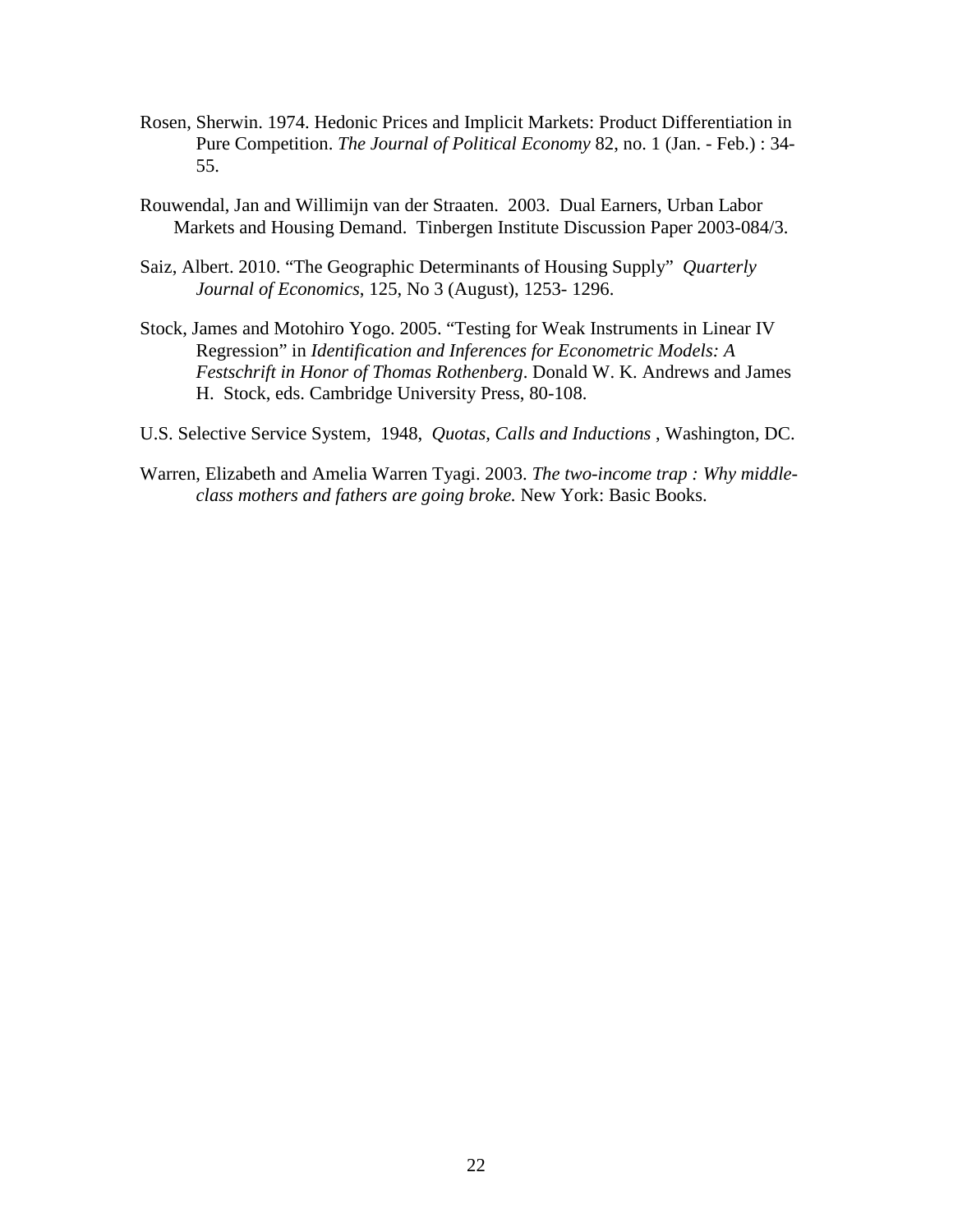Rosen, Sherwin. 1974. Hedonic Prices and Implicit Markets: Product Differentiation in Pure Competition. *The Journal of Political Economy* 82, no. 1 (Jan. - Feb.) : 34-55.

Rouwendal, Jan and Willimijn van der Straaten. 2003. Dual Earners, Urban Labor Markets and Housing Demand. Tinbergen Institute Discussion Paper 2003-084/3.

Saiz, Albert. 2010. "The Geographic Determinants of Housing Supply" *Quarterly Journal of Economics*, 125, No 3 (August), 1253- 1296.

Stock, James and Motohiro Yogo. 2005. "Testing for Weak Instruments in Linear IV Regression" in *Identification and Inferences for Econometric Models: A Festschrift in Honor of Thomas Rothenberg*. Donald W. K. Andrews and James H. Stock, eds. Cambridge University Press, 80-108.

U.S. Selective Service System, 1948, *Quotas, Calls and Inductions* , Washington, DC.

Warren, Elizabeth and Amelia Warren Tyagi. 2003. *The two-income trap : Why middle-class mothers and fathers are going broke.* New York: Basic Books.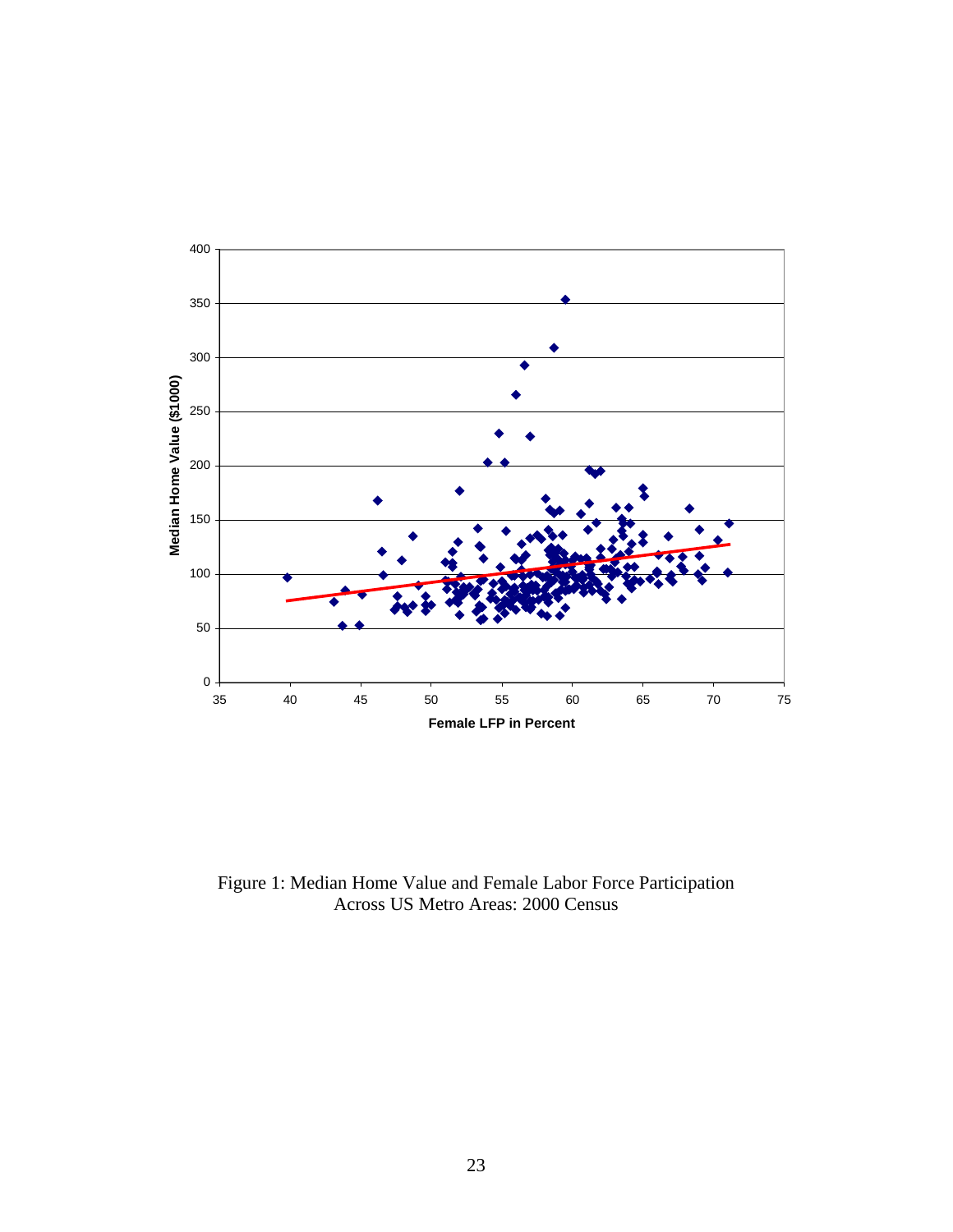Figure 1: Median Home Value and Female Labor Force Participation Across US Metro Areas: 2000 Census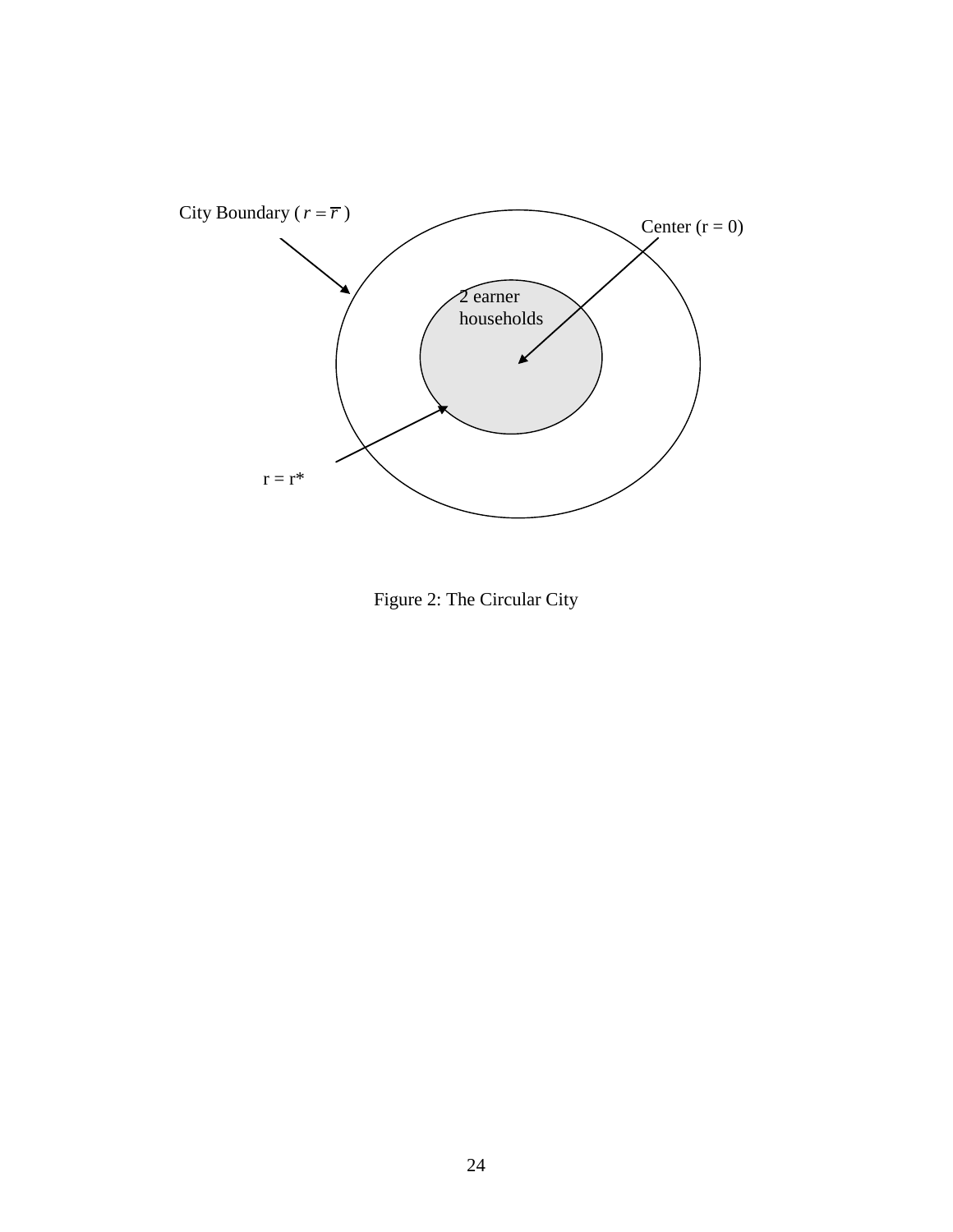City Boundary ( $r = \overline{r}$ )

Center (r = 0)

2 earner households

r = r*

Figure 2: The Circular City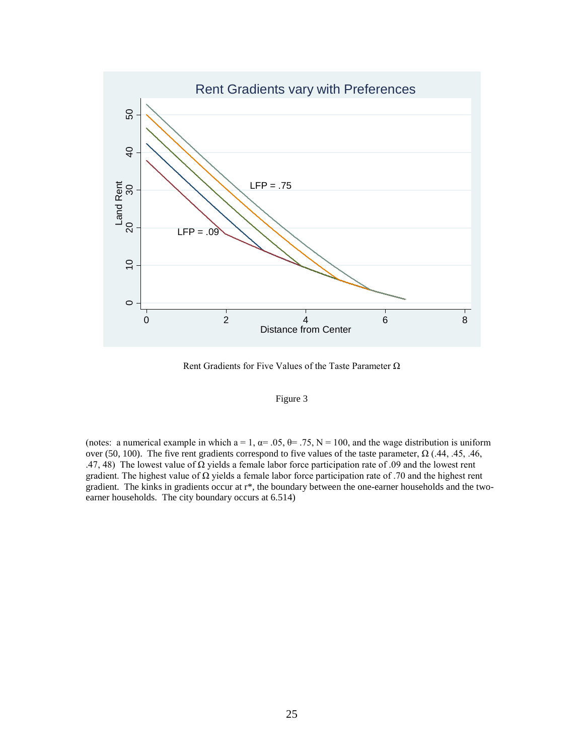Rent Gradients for Five Values of the Taste Parameter $\Omega$

Figure 3

(notes: a numerical example in which a = 1, $\alpha$= .05, $\theta$= .75, N = 100, and the wage distribution is uniform over (50, 100). The five rent gradients correspond to five values of the taste parameter, $\Omega$ (.44, .45, .46, .47, 48) The lowest value of $\Omega$ yields a female labor force participation rate of .09 and the lowest rent gradient. The highest value of $\Omega$ yields a female labor force participation rate of .70 and the highest rent gradient. The kinks in gradients occur at r*, the boundary between the one-earner households and the two-earner households. The city boundary occurs at 6.514)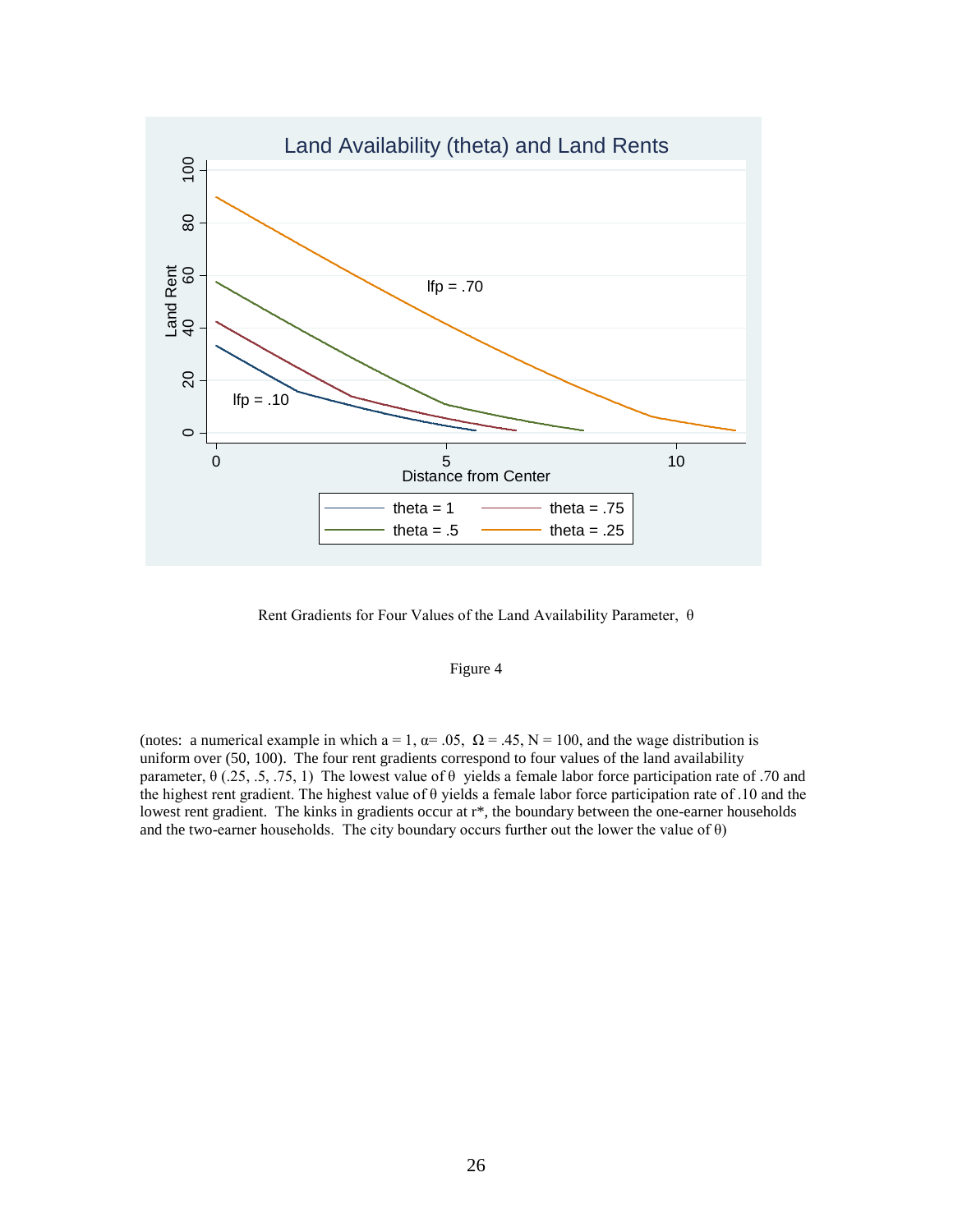Rent Gradients for Four Values of the Land Availability Parameter, $\theta$

Figure 4

(notes: a numerical example in which a = 1, $\alpha$= .05, $\Omega$ = .45, N = 100, and the wage distribution is uniform over (50, 100). The four rent gradients correspond to four values of the land availability parameter, $\theta$ (.25, .5, .75, 1) The lowest value of $\theta$ yields a female labor force participation rate of .70 and the highest rent gradient. The highest value of $\theta$ yields a female labor force participation rate of .10 and the lowest rent gradient. The kinks in gradients occur at r*, the boundary between the one-earner households and the two-earner households. The city boundary occurs further out the lower the value of $\theta$)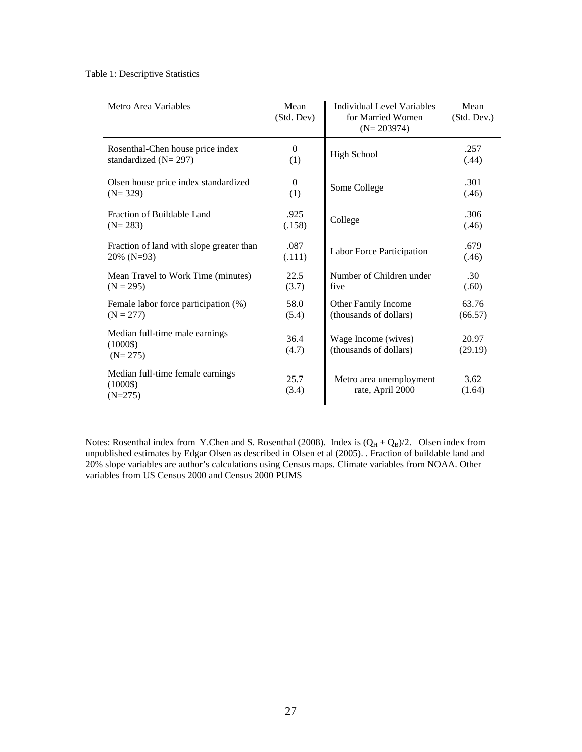Table 1: Descriptive Statistics

| Metro Area Variables | Mean (Std. Dev) | Individual Level Variables for Married Women (N= 203974) | Mean (Std. Dev.) |
|---|---|---|---|
| Rosenthal-Chen house price index standardized (N= 297) | 0 (1) | High School | .257 (.44) |
| Olsen house price index standardized (N= 329) | 0 (1) | Some College | .301 (.46) |
| Fraction of Buildable Land (N= 283) | .925 (.158) | College | .306 (.46) |
| Fraction of land with slope greater than 20% (N=93) | .087 (.111) | Labor Force Participation | .679 (.46) |
| Mean Travel to Work Time (minutes) (N = 295) | 22.5 (3.7) | Number of Children under five | .30 (.60) |
| Female labor force participation (%) (N = 277) | 58.0 (5.4) | Other Family Income (thousands of dollars) | 63.76 (66.57) |
| Median full-time male earnings (1000$) (N= 275) | 36.4 (4.7) | Wage Income (wives) (thousands of dollars) | 20.97 (29.19) |
| Median full-time female earnings (1000$) (N=275) | 25.7 (3.4) | Metro area unemployment rate, April 2000 | 3.62 (1.64) |

Notes: Rosenthal index from Y.Chen and S. Rosenthal (2008). Index is $(Q_H + Q_B)/2$. Olsen index from unpublished estimates by Edgar Olsen as described in Olsen et al (2005). . Fraction of buildable land and 20% slope variables are author's calculations using Census maps. Climate variables from NOAA. Other variables from US Census 2000 and Census 2000 PUMS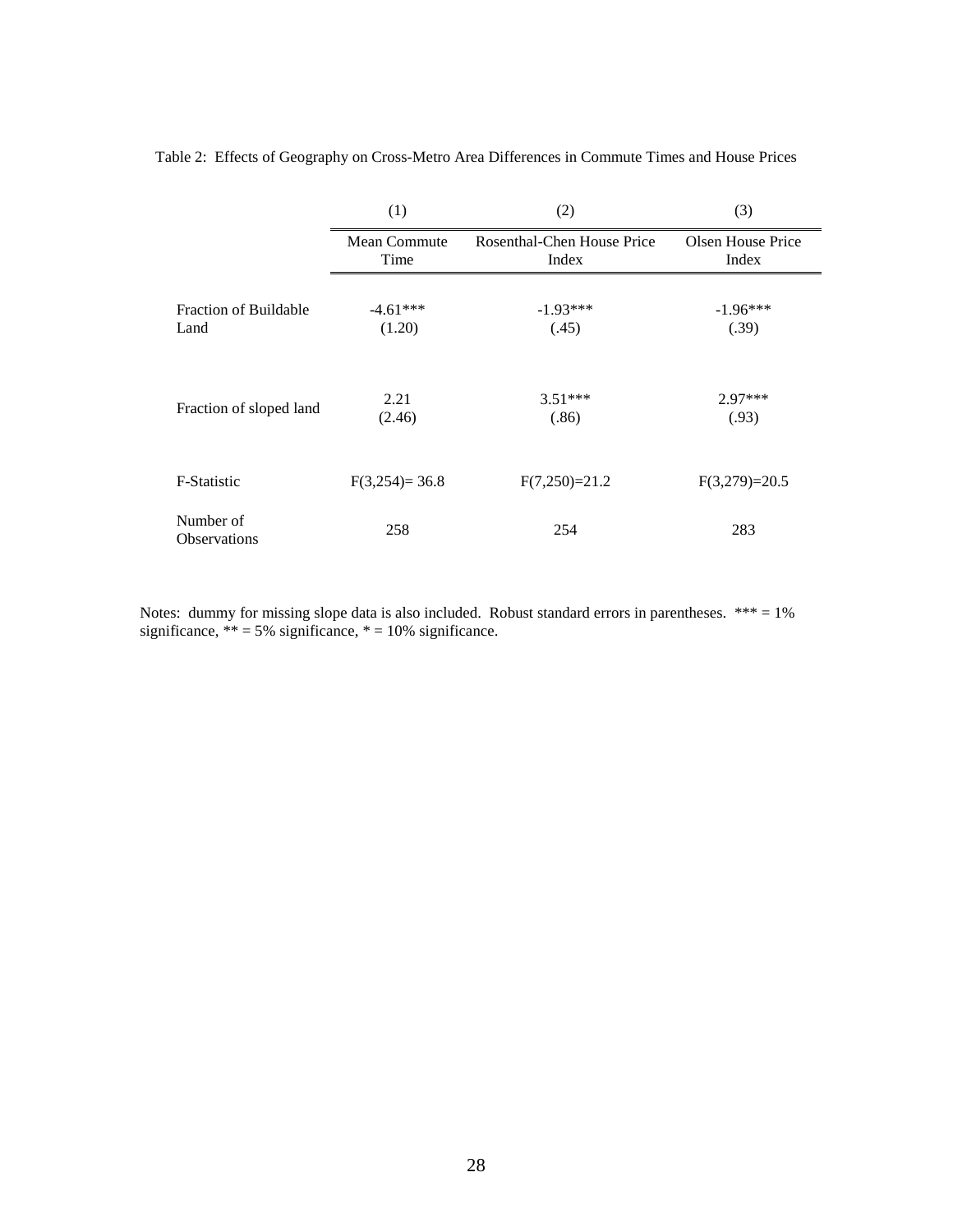Table 2: Effects of Geography on Cross-Metro Area Differences in Commute Times and House Prices

| | (1) | (2) | (3) |
|---|---|---|---|
| | Mean Commute Time | Rosenthal-Chen House Price Index | Olsen House Price Index |
| Fraction of Buildable Land | -4.61***<br>(1.20) | -1.93***<br>(.45) | -1.96***<br>(.39) |
| Fraction of sloped land | 2.21<br>(2.46) | 3.51***<br>(.86) | 2.97***<br>(.93) |
| F-Statistic | F(3,254)= 36.8 | F(7,250)=21.2 | F(3,279)=20.5 |
| Number of Observations | 258 | 254 | 283 |

Notes: dummy for missing slope data is also included. Robust standard errors in parentheses. *** = 1% significance, ** = 5% significance, * = 10% significance.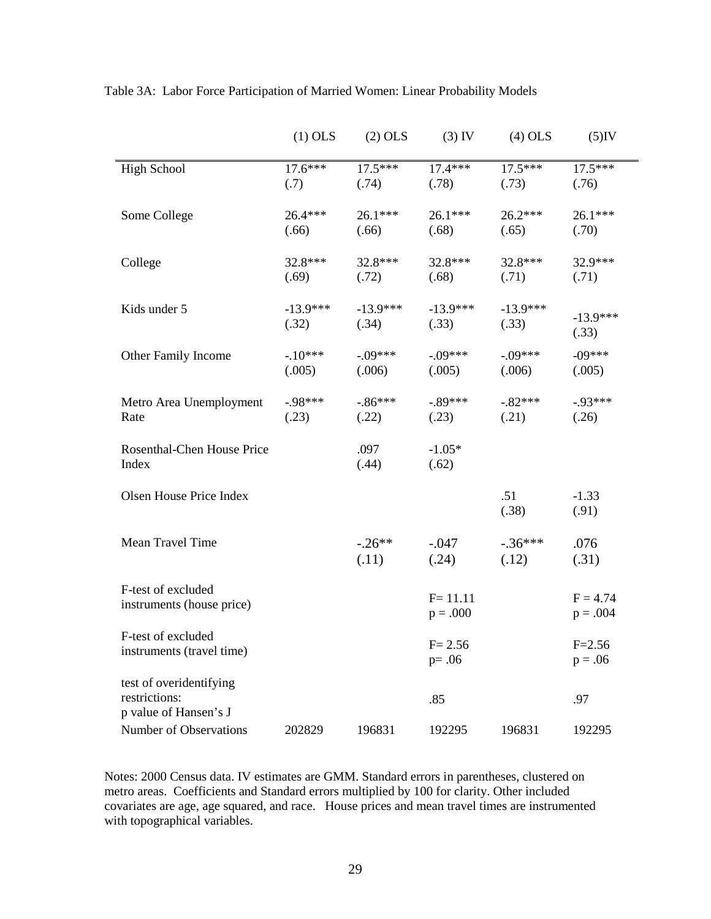Table 3A: Labor Force Participation of Married Women: Linear Probability Models

| | (1) OLS | (2) OLS | (3) IV | (4) OLS | (5)IV |
|---|---|---|---|---|---|
| High School | 17.6***<br>(.7) | 17.5***<br>(.74) | 17.4***<br>(.78) | 17.5***<br>(.73) | 17.5***<br>(.76) |
| Some College | 26.4***<br>(.66) | 26.1***<br>(.66) | 26.1***<br>(.68) | 26.2***<br>(.65) | 26.1***<br>(.70) |
| College | 32.8***<br>(.69) | 32.8***<br>(.72) | 32.8***<br>(.68) | 32.8***<br>(.71) | 32.9***<br>(.71) |
| Kids under 5 | -13.9***<br>(.32) | -13.9***<br>(.34) | -13.9***<br>(.33) | -13.9***<br>(.33) | -13.9***<br>(.33) |
| Other Family Income | -.10***<br>(.005) | -.09***<br>(.006) | -.09***<br>(.005) | -.09***<br>(.006) | -09***<br>(.005) |
| Metro Area Unemployment Rate | -.98***<br>(.23) | -.86***<br>(.22) | -.89***<br>(.23) | -.82***<br>(.21) | -.93***<br>(.26) |
| Rosenthal-Chen House Price Index | | .097<br>(.44) | -1.05*<br>(.62) | | |
| Olsen House Price Index | | | | .51<br>(.38) | -1.33<br>(.91) |
| Mean Travel Time | | -.26**<br>(.11) | -.047<br>(.24) | -.36***<br>(.12) | .076<br>(.31) |
| F-test of excluded instruments (house price) | | | F= 11.11<br>p = .000 | | F = 4.74<br>p = .004 |
| F-test of excluded instruments (travel time) | | | F= 2.56<br>p= .06 | | F=2.56<br>p = .06 |
| test of overidentifying restrictions: p value of Hansen's J | | | .85 | | .97 |
| Number of Observations | 202829 | 196831 | 192295 | 196831 | 192295 |

Notes: 2000 Census data. IV estimates are GMM. Standard errors in parentheses, clustered on metro areas. Coefficients and Standard errors multiplied by 100 for clarity. Other included covariates are age, age squared, and race. House prices and mean travel times are instrumented with topographical variables.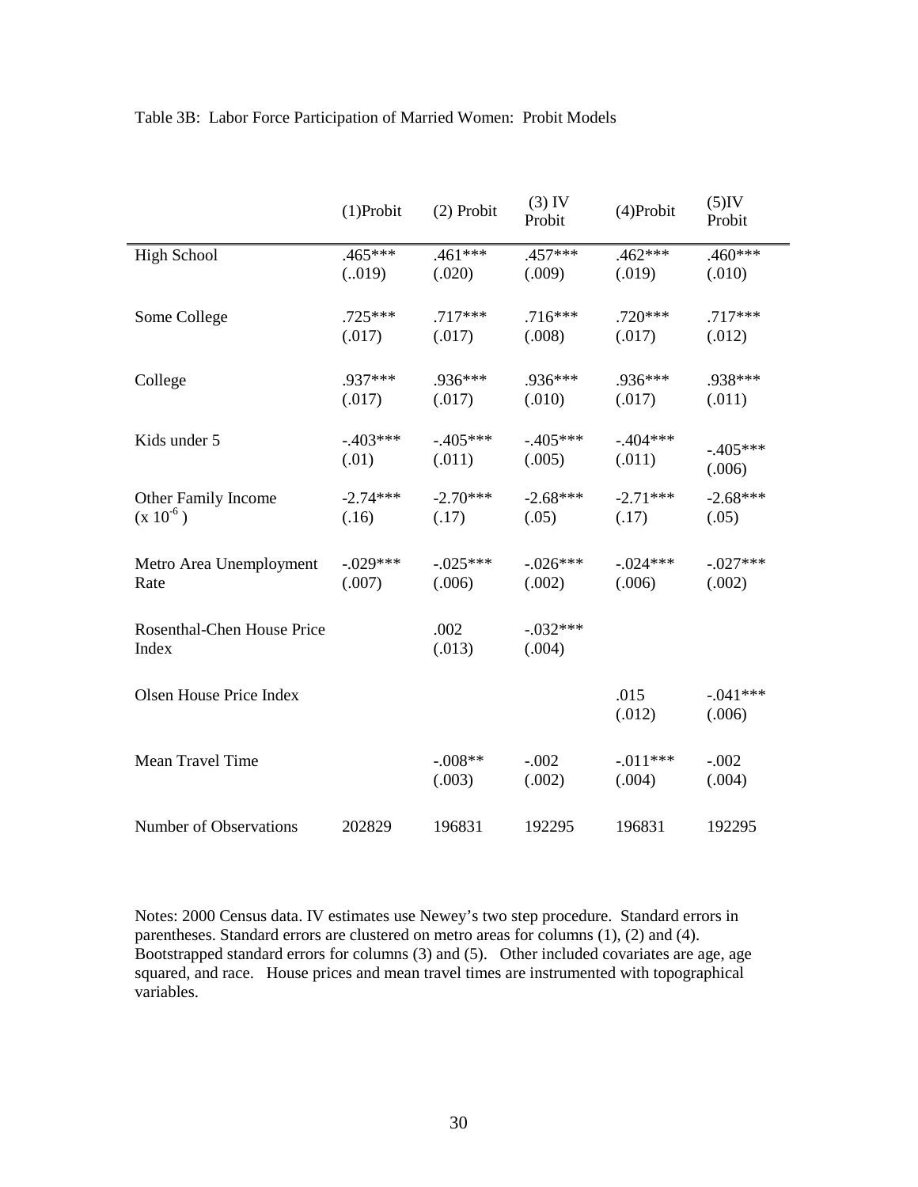Table 3B: Labor Force Participation of Married Women: Probit Models

| | (1)Probit | (2) Probit | (3) IV Probit | (4)Probit | (5)IV Probit |
|---|---|---|---|---|---|
| High School | .465*** (..019) | .461*** (.020) | .457*** (.009) | .462*** (.019) | .460*** (.010) |
| Some College | .725*** (.017) | .717*** (.017) | .716*** (.008) | .720*** (.017) | .717*** (.012) |
| College | .937*** (.017) | .936*** (.017) | .936*** (.010) | .936*** (.017) | .938*** (.011) |
| Kids under 5 | -.403*** (.01) | -.405*** (.011) | -.405*** (.005) | -.404*** (.011) | -.405*** (.006) |
| Other Family Income ($x\ 10^{-6}$) | -2.74*** (.16) | -2.70*** (.17) | -2.68*** (.05) | -2.71*** (.17) | -2.68*** (.05) |
| Metro Area Unemployment Rate | -.029*** (.007) | -.025*** (.006) | -.026*** (.002) | -.024*** (.006) | -.027*** (.002) |
| Rosenthal-Chen House Price Index | | .002 (.013) | -.032*** (.004) | | |
| Olsen House Price Index | | | | .015 (.012) | -.041*** (.006) |
| Mean Travel Time | | -.008** (.003) | -.002 (.002) | -.011*** (.004) | -.002 (.004) |
| Number of Observations | 202829 | 196831 | 192295 | 196831 | 192295 |

Notes: 2000 Census data. IV estimates use Newey's two step procedure. Standard errors in parentheses. Standard errors are clustered on metro areas for columns (1), (2) and (4). Bootstrapped standard errors for columns (3) and (5). Other included covariates are age, age squared, and race. House prices and mean travel times are instrumented with topographical variables.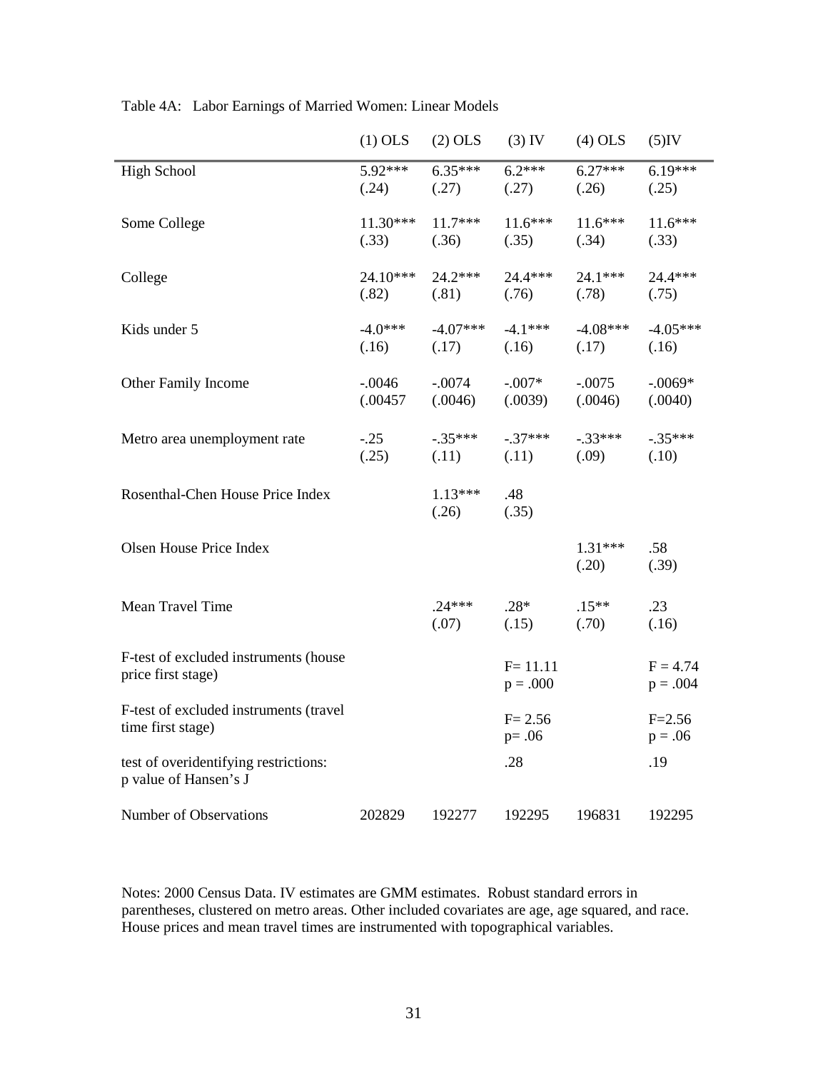Table 4A: Labor Earnings of Married Women: Linear Models

| | (1) OLS | (2) OLS | (3) IV | (4) OLS | (5)IV |
|---|---|---|---|---|---|
| High School | 5.92***<br>(.24) | 6.35***<br>(.27) | 6.2***<br>(.27) | 6.27***<br>(.26) | 6.19***<br>(.25) |
| Some College | 11.30***<br>(.33) | 11.7***<br>(.36) | 11.6***<br>(.35) | 11.6***<br>(.34) | 11.6***<br>(.33) |
| College | 24.10***<br>(.82) | 24.2***<br>(.81) | 24.4***<br>(.76) | 24.1***<br>(.78) | 24.4***<br>(.75) |
| Kids under 5 | -4.0***<br>(.16) | -4.07***<br>(.17) | -4.1***<br>(.16) | -4.08***<br>(.17) | -4.05***<br>(.16) |
| Other Family Income | -.0046<br>(.00457 | -.0074<br>(.0046) | -.007*<br>(.0039) | -.0075<br>(.0046) | -.0069*<br>(.0040) |
| Metro area unemployment rate | -.25<br>(.25) | -.35***<br>(.11) | -.37***<br>(.11) | -.33***<br>(.09) | -.35***<br>(.10) |
| Rosenthal-Chen House Price Index | | 1.13***<br>(.26) | .48<br>(.35) | | |
| Olsen House Price Index | | | | 1.31***<br>(.20) | .58<br>(.39) |
| Mean Travel Time | | .24***<br>(.07) | .28*<br>(.15) | .15**<br>(.70) | .23<br>(.16) |
| F-test of excluded instruments (house price first stage) | | | F= 11.11<br>p = .000 | | F = 4.74<br>p = .004 |
| F-test of excluded instruments (travel time first stage) | | | F= 2.56<br>p= .06 | | F=2.56<br>p = .06 |
| test of overidentifying restrictions: p value of Hansen's J | | | .28 | | .19 |
| Number of Observations | 202829 | 192277 | 192295 | 196831 | 192295 |

Notes: 2000 Census Data. IV estimates are GMM estimates. Robust standard errors in parentheses, clustered on metro areas. Other included covariates are age, age squared, and race. House prices and mean travel times are instrumented with topographical variables.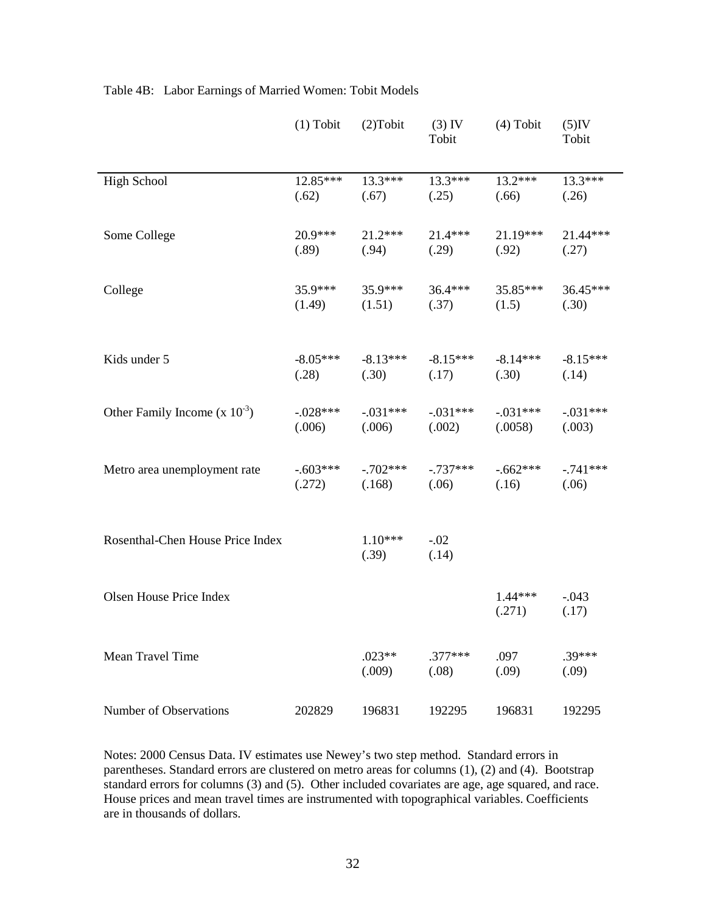Table 4B: Labor Earnings of Married Women: Tobit Models

| | (1) Tobit | (2)Tobit | (3) IV Tobit | (4) Tobit | (5)IV Tobit |
|---|---|---|---|---|---|
| High School | 12.85***<br>(.62) | 13.3***<br>(.67) | 13.3***<br>(.25) | 13.2***<br>(.66) | 13.3***<br>(.26) |
| Some College | 20.9***<br>(.89) | 21.2***<br>(.94) | 21.4***<br>(.29) | 21.19***<br>(.92) | 21.44***<br>(.27) |
| College | 35.9***<br>(1.49) | 35.9***<br>(1.51) | 36.4***<br>(.37) | 35.85***<br>(1.5) | 36.45***<br>(.30) |
| Kids under 5 | -8.05***<br>(.28) | -8.13***<br>(.30) | -8.15***<br>(.17) | -8.14***<br>(.30) | -8.15***<br>(.14) |
| Other Family Income (x $10^{-3}$) | -.028***<br>(.006) | -.031***<br>(.006) | -.031***<br>(.002) | -.031***<br>(.0058) | -.031***<br>(.003) |
| Metro area unemployment rate | -.603***<br>(.272) | -.702***<br>(.168) | -.737***<br>(.06) | -.662***<br>(.16) | -.741***<br>(.06) |
| Rosenthal-Chen House Price Index | | 1.10***<br>(.39) | -.02<br>(.14) | | |
| Olsen House Price Index | | | | 1.44***<br>(.271) | -.043<br>(.17) |
| Mean Travel Time | | .023**<br>(.009) | .377***<br>(.08) | .097<br>(.09) | .39***<br>(.09) |
| Number of Observations | 202829 | 196831 | 192295 | 196831 | 192295 |

Notes: 2000 Census Data. IV estimates use Newey's two step method. Standard errors in parentheses. Standard errors are clustered on metro areas for columns (1), (2) and (4). Bootstrap standard errors for columns (3) and (5). Other included covariates are age, age squared, and race. House prices and mean travel times are instrumented with topographical variables. Coefficients are in thousands of dollars.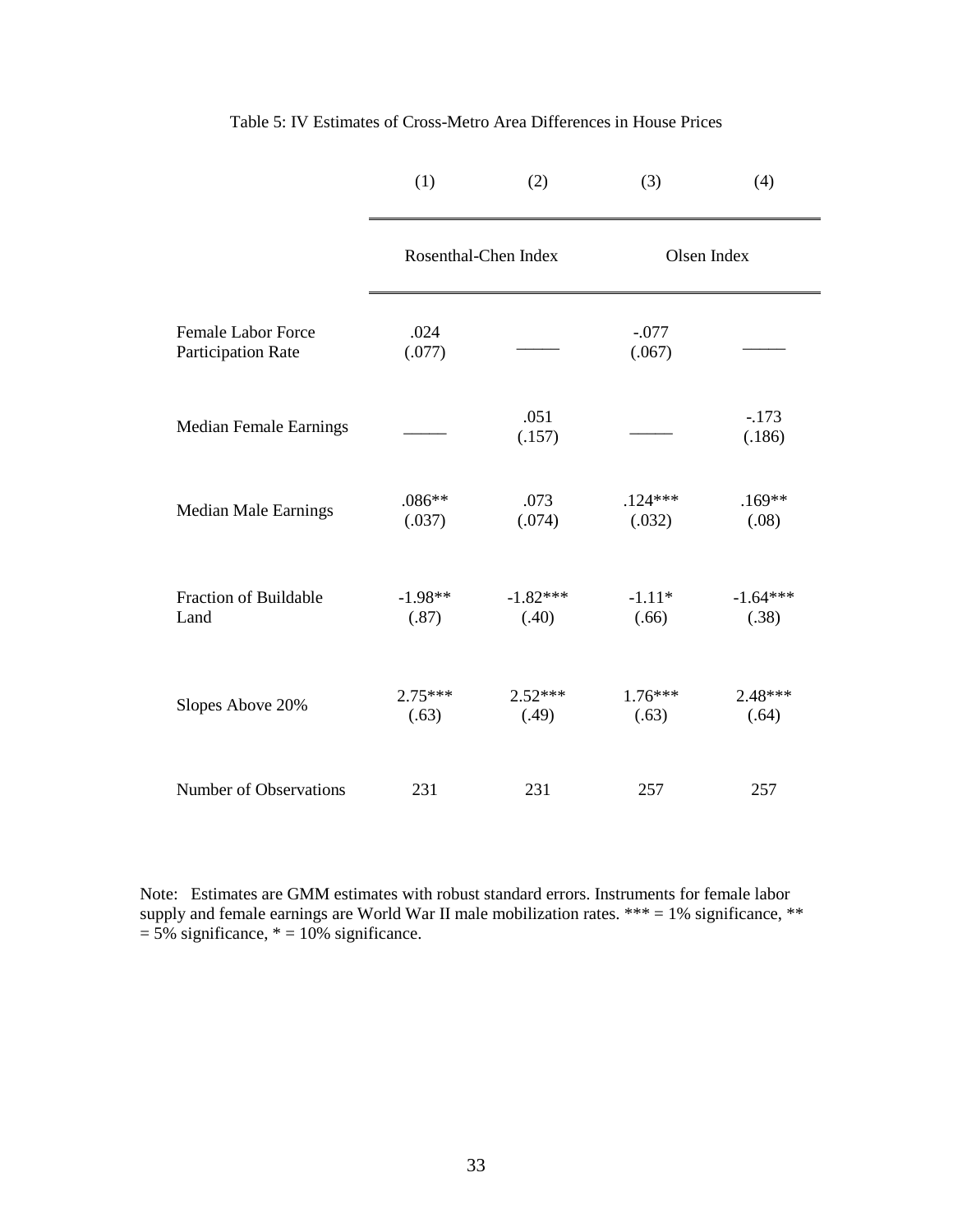Table 5: IV Estimates of Cross-Metro Area Differences in House Prices

| | (1) | (2) | (3) | (4) |
|---|---|---|---|---|
| | Rosenthal-Chen Index | | Olsen Index | |
| Female Labor Force Participation Rate | .024 (.077) | _____ | -.077 (.067) | _____ |
| Median Female Earnings | _____ | .051 (.157) | _____ | -.173 (.186) |
| Median Male Earnings | .086** (.037) | .073 (.074) | .124*** (.032) | .169** (.08) |
| Fraction of Buildable Land | -1.98** (.87) | -1.82*** (.40) | -1.11* (.66) | -1.64*** (.38) |
| Slopes Above 20% | 2.75*** (.63) | 2.52*** (.49) | 1.76*** (.63) | 2.48*** (.64) |
| Number of Observations | 231 | 231 | 257 | 257 |

Note: Estimates are GMM estimates with robust standard errors. Instruments for female labor supply and female earnings are World War II male mobilization rates. *** = 1% significance, ** = 5% significance, * = 10% significance.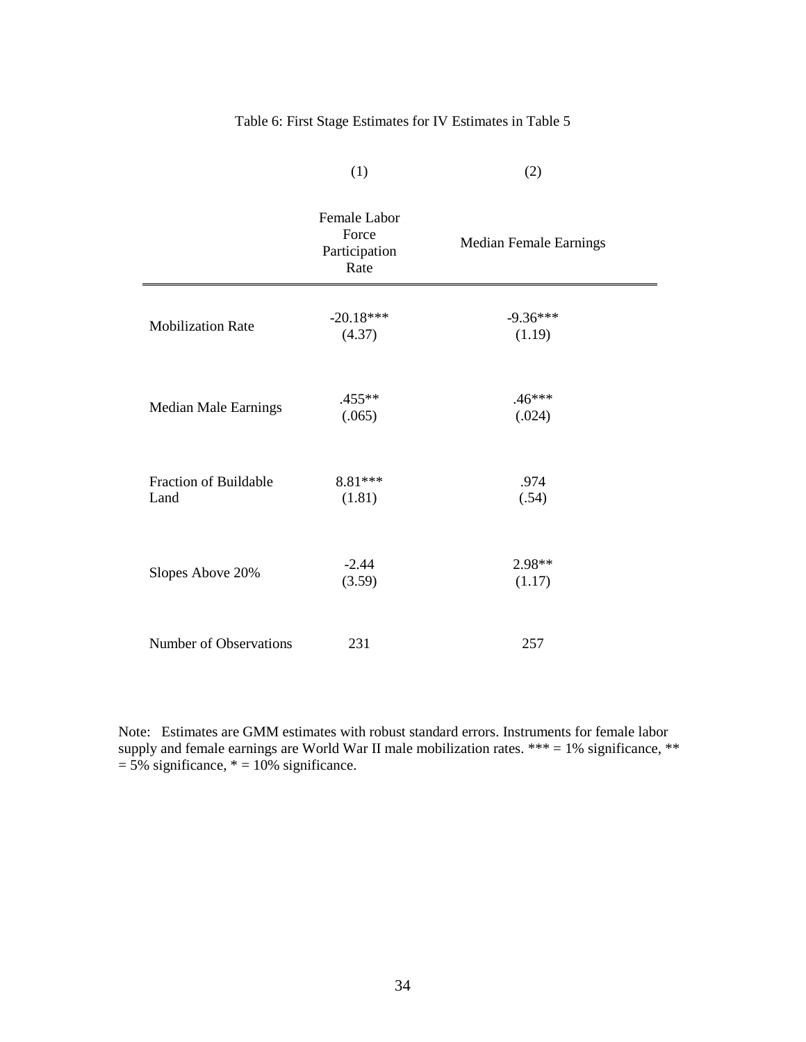Table 6: First Stage Estimates for IV Estimates in Table 5

| | (1) | (2) |
|---|---|---|
| | Female Labor Force Participation Rate | Median Female Earnings |
| Mobilization Rate | -20.18*** (4.37) | -9.36*** (1.19) |
| Median Male Earnings | .455** (.065) | .46*** (.024) |
| Fraction of Buildable Land | 8.81*** (1.81) | .974 (.54) |
| Slopes Above 20% | -2.44 (3.59) | 2.98** (1.17) |
| Number of Observations | 231 | 257 |

Note: Estimates are GMM estimates with robust standard errors. Instruments for female labor supply and female earnings are World War II male mobilization rates. *** = 1% significance, ** = 5% significance, * = 10% significance.